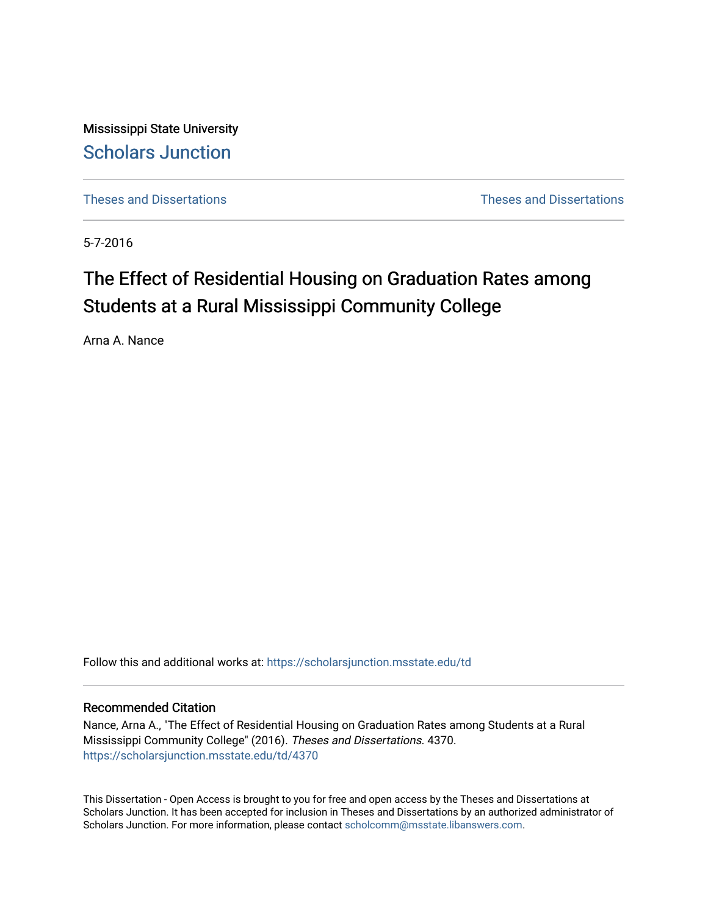Mississippi State University

# Scholars Junction

Theses and Dissertations

Theses and Dissertations

5-7-2016

## The Effect of Residential Housing on Graduation Rates among Students at a Rural Mississippi Community College

Arna A. Nance

Follow this and additional works at: https://scholarsjunction.msstate.edu/td

### Recommended Citation

Nance, Arna A., "The Effect of Residential Housing on Graduation Rates among Students at a Rural Mississippi Community College" (2016). *Theses and Dissertations*. 4370.
https://scholarsjunction.msstate.edu/td/4370

This Dissertation - Open Access is brought to you for free and open access by the Theses and Dissertations at Scholars Junction. It has been accepted for inclusion in Theses and Dissertations by an authorized administrator of Scholars Junction. For more information, please contact scholcomm@msstate.libanswers.com.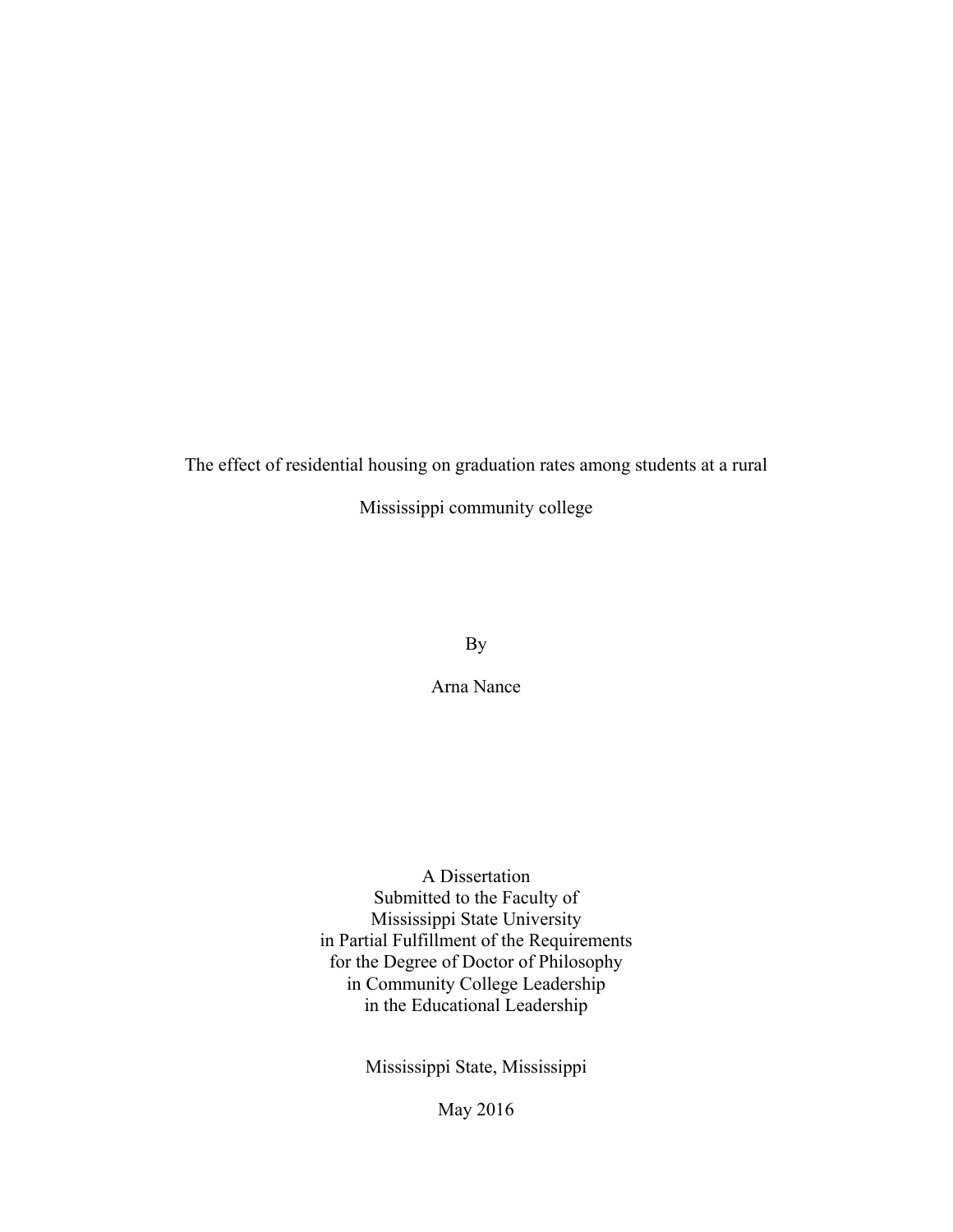The effect of residential housing on graduation rates among students at a rural Mississippi community college

By

Arna Nance

A Dissertation
Submitted to the Faculty of
Mississippi State University
in Partial Fulfillment of the Requirements
for the Degree of Doctor of Philosophy
in Community College Leadership
in the Educational Leadership

Mississippi State, Mississippi

May 2016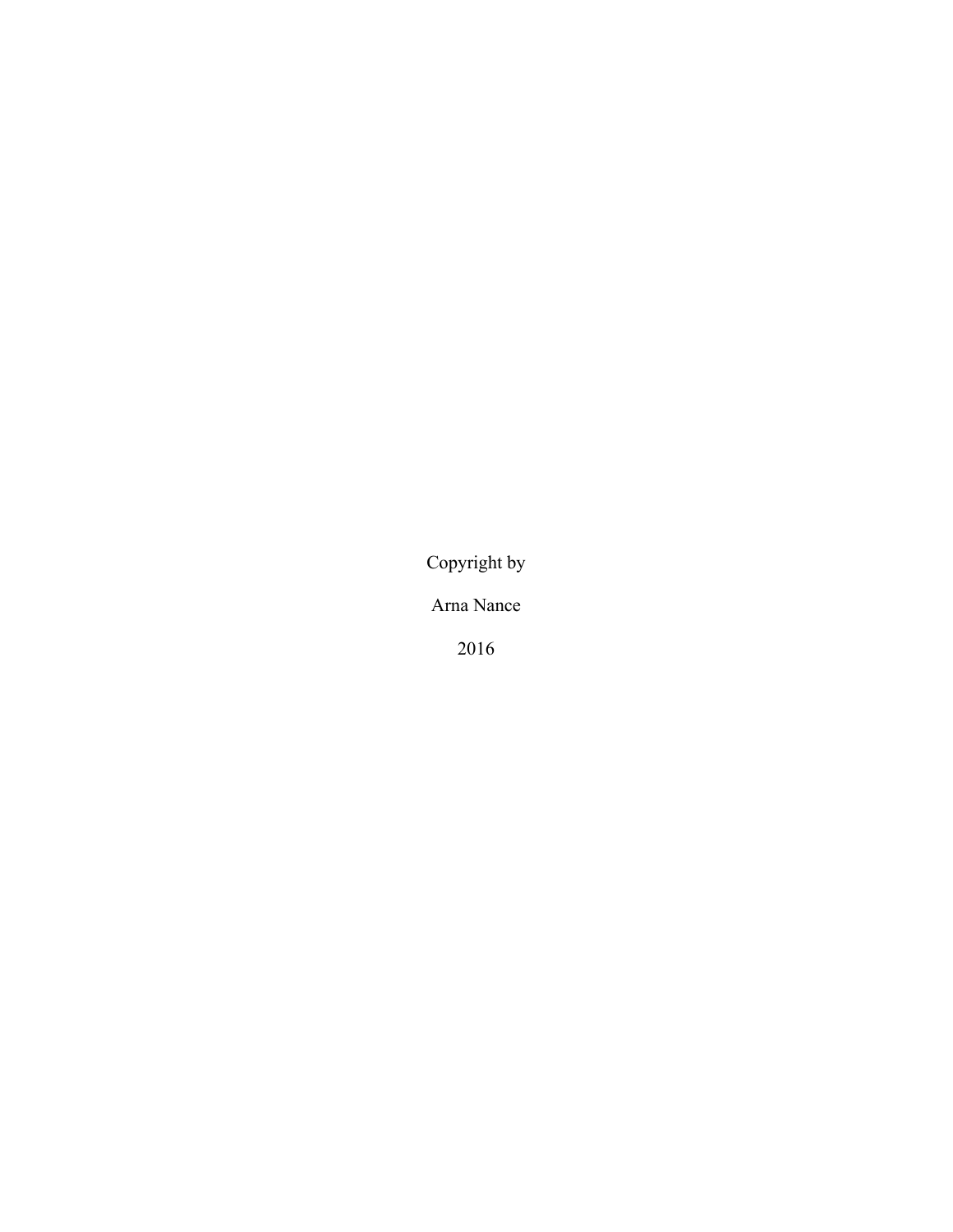Copyright by

Arna Nance

2016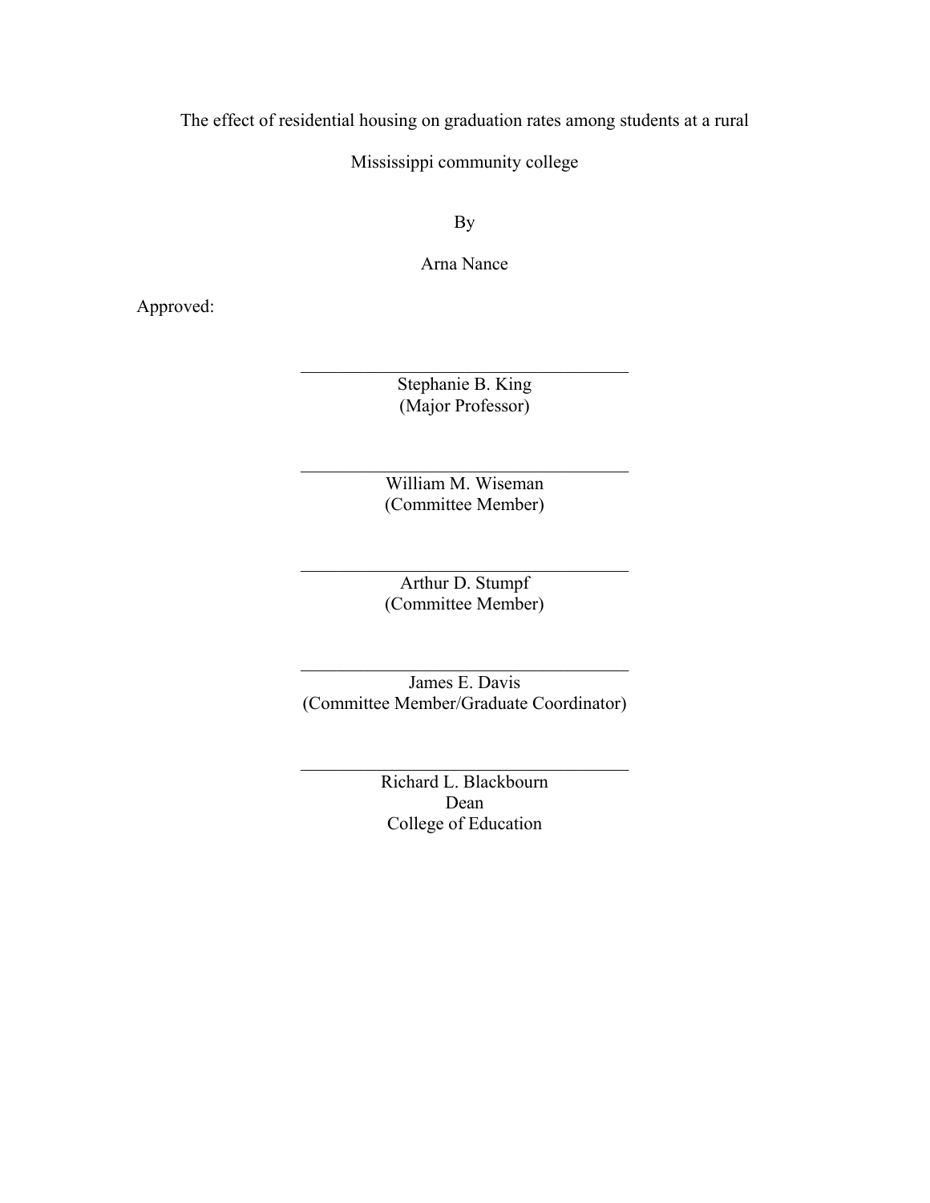The effect of residential housing on graduation rates among students at a rural Mississippi community college

By

Arna Nance

Approved:

\_\_\_\_\_\_\_\_\_\_\_\_\_\_\_\_\_\_\_\_\_\_\_\_\_\_\_\_\_\_\_\_\_\_\_\_\_\_\_\_
Stephanie B. King
(Major Professor)

\_\_\_\_\_\_\_\_\_\_\_\_\_\_\_\_\_\_\_\_\_\_\_\_\_\_\_\_\_\_\_\_\_\_\_\_\_\_\_\_
William M. Wiseman
(Committee Member)

\_\_\_\_\_\_\_\_\_\_\_\_\_\_\_\_\_\_\_\_\_\_\_\_\_\_\_\_\_\_\_\_\_\_\_\_\_\_\_\_
Arthur D. Stumpf
(Committee Member)

\_\_\_\_\_\_\_\_\_\_\_\_\_\_\_\_\_\_\_\_\_\_\_\_\_\_\_\_\_\_\_\_\_\_\_\_\_\_\_\_
James E. Davis
(Committee Member/Graduate Coordinator)

\_\_\_\_\_\_\_\_\_\_\_\_\_\_\_\_\_\_\_\_\_\_\_\_\_\_\_\_\_\_\_\_\_\_\_\_\_\_\_\_
Richard L. Blackbourn
Dean
College of Education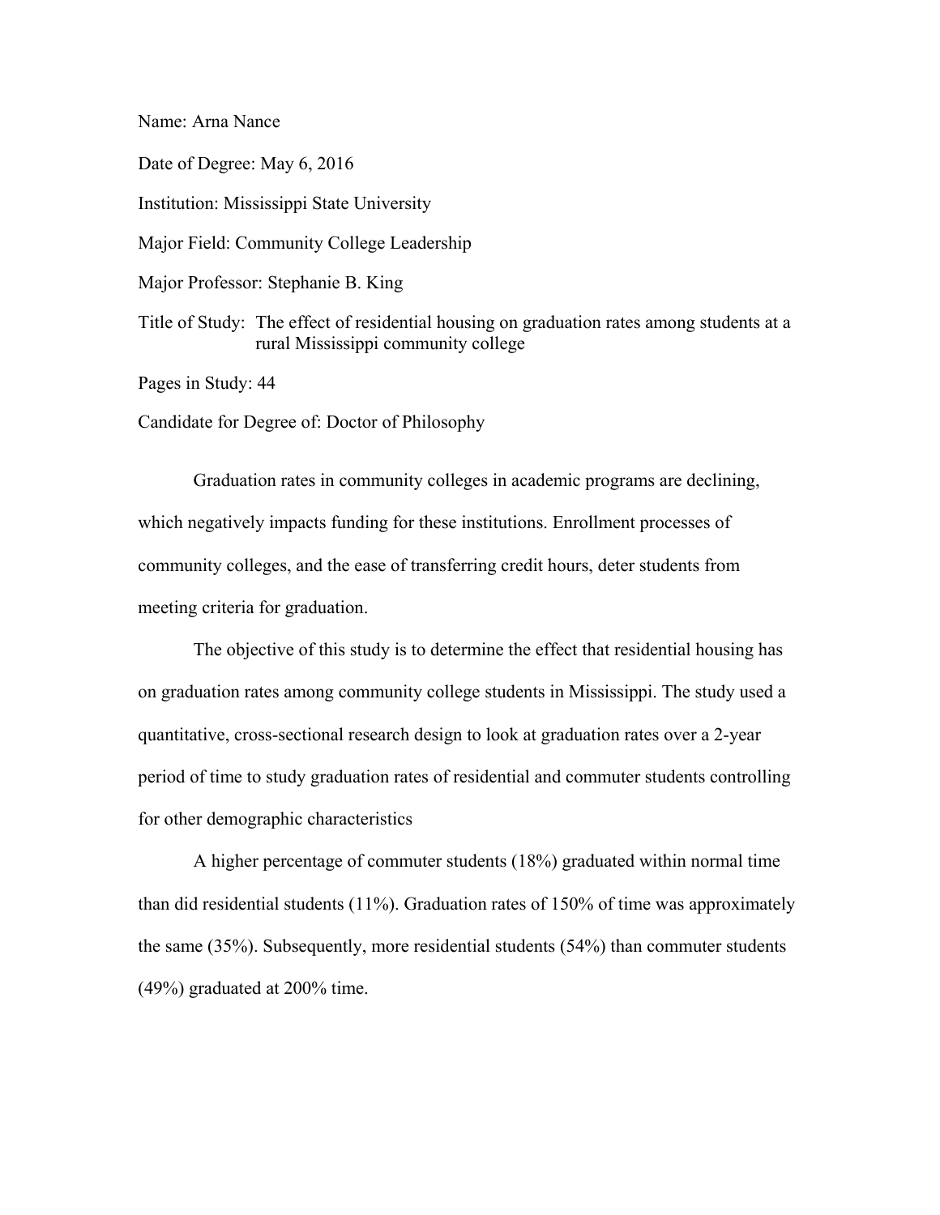Name: Arna Nance

Date of Degree: May 6, 2016

Institution: Mississippi State University

Major Field: Community College Leadership

Major Professor: Stephanie B. King

Title of Study: The effect of residential housing on graduation rates among students at a rural Mississippi community college

Pages in Study: 44

Candidate for Degree of: Doctor of Philosophy

Graduation rates in community colleges in academic programs are declining, which negatively impacts funding for these institutions. Enrollment processes of community colleges, and the ease of transferring credit hours, deter students from meeting criteria for graduation.

The objective of this study is to determine the effect that residential housing has on graduation rates among community college students in Mississippi. The study used a quantitative, cross-sectional research design to look at graduation rates over a 2-year period of time to study graduation rates of residential and commuter students controlling for other demographic characteristics

A higher percentage of commuter students (18%) graduated within normal time than did residential students (11%). Graduation rates of 150% of time was approximately the same (35%). Subsequently, more residential students (54%) than commuter students (49%) graduated at 200% time.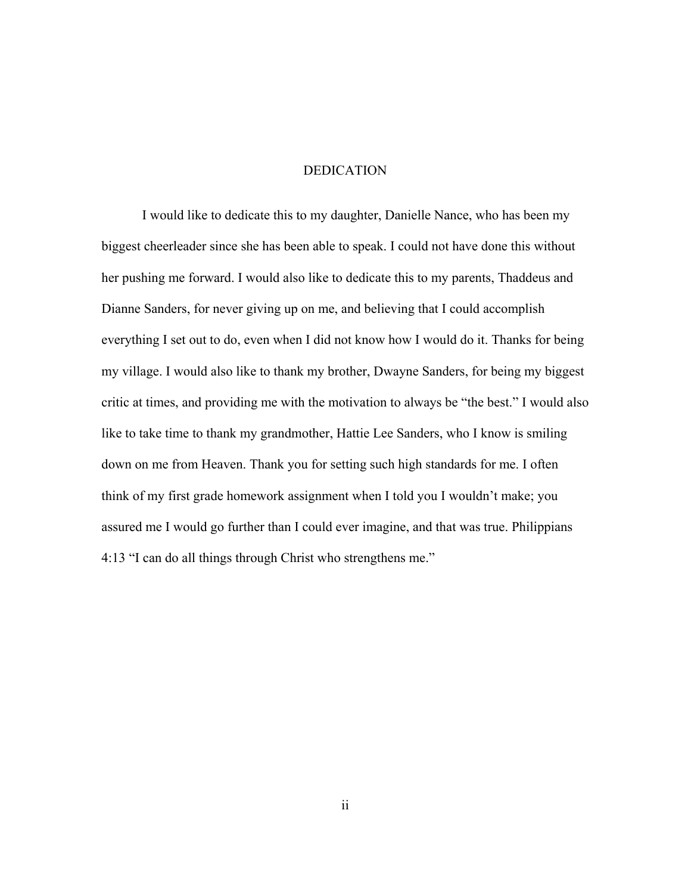# DEDICATION

I would like to dedicate this to my daughter, Danielle Nance, who has been my biggest cheerleader since she has been able to speak. I could not have done this without her pushing me forward. I would also like to dedicate this to my parents, Thaddeus and Dianne Sanders, for never giving up on me, and believing that I could accomplish everything I set out to do, even when I did not know how I would do it. Thanks for being my village. I would also like to thank my brother, Dwayne Sanders, for being my biggest critic at times, and providing me with the motivation to always be "the best." I would also like to take time to thank my grandmother, Hattie Lee Sanders, who I know is smiling down on me from Heaven. Thank you for setting such high standards for me. I often think of my first grade homework assignment when I told you I wouldn't make; you assured me I would go further than I could ever imagine, and that was true. Philippians 4:13 "I can do all things through Christ who strengthens me."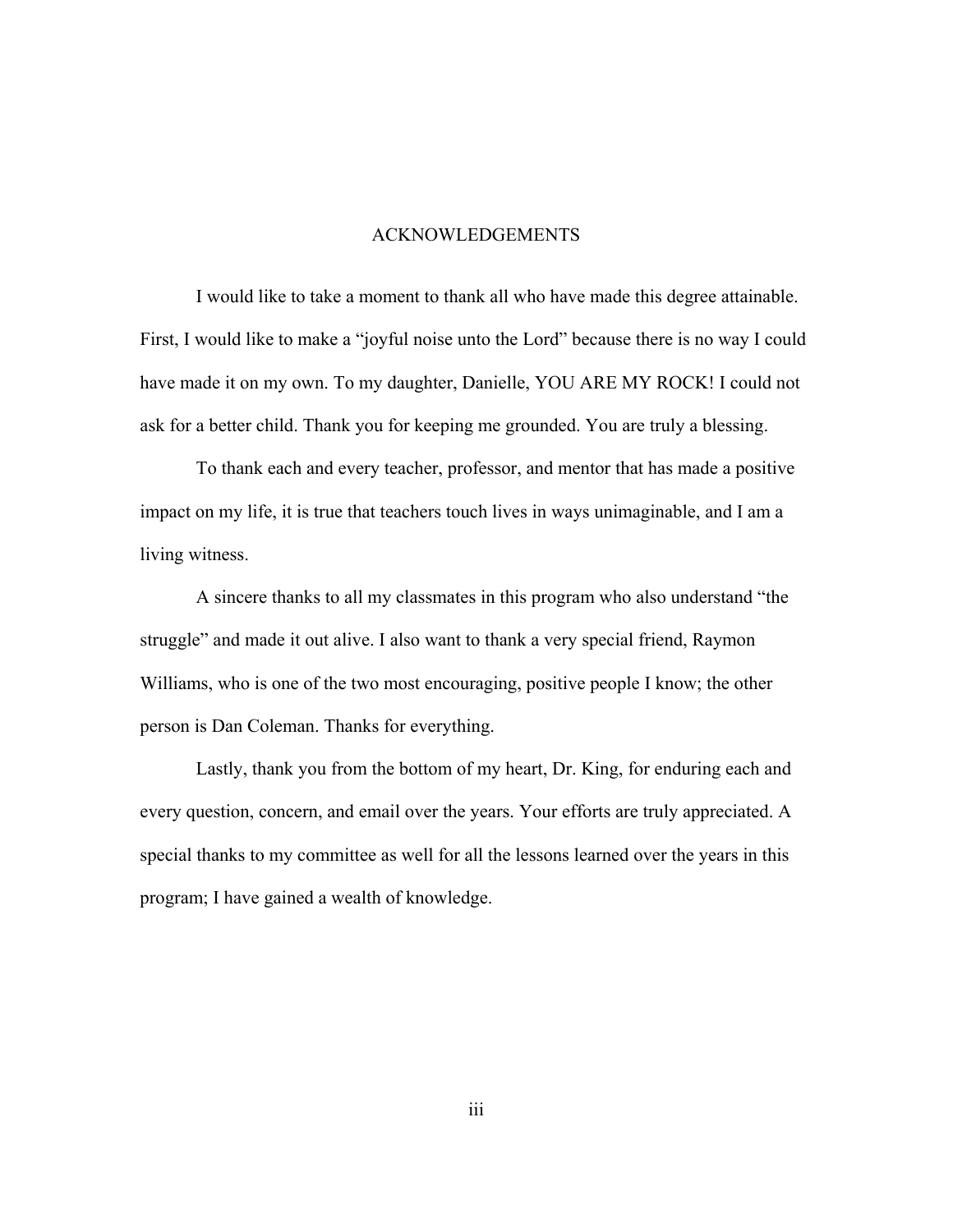# ACKNOWLEDGEMENTS

I would like to take a moment to thank all who have made this degree attainable. First, I would like to make a "joyful noise unto the Lord" because there is no way I could have made it on my own. To my daughter, Danielle, YOU ARE MY ROCK! I could not ask for a better child. Thank you for keeping me grounded. You are truly a blessing.

To thank each and every teacher, professor, and mentor that has made a positive impact on my life, it is true that teachers touch lives in ways unimaginable, and I am a living witness.

A sincere thanks to all my classmates in this program who also understand "the struggle" and made it out alive. I also want to thank a very special friend, Raymon Williams, who is one of the two most encouraging, positive people I know; the other person is Dan Coleman. Thanks for everything.

Lastly, thank you from the bottom of my heart, Dr. King, for enduring each and every question, concern, and email over the years. Your efforts are truly appreciated. A special thanks to my committee as well for all the lessons learned over the years in this program; I have gained a wealth of knowledge.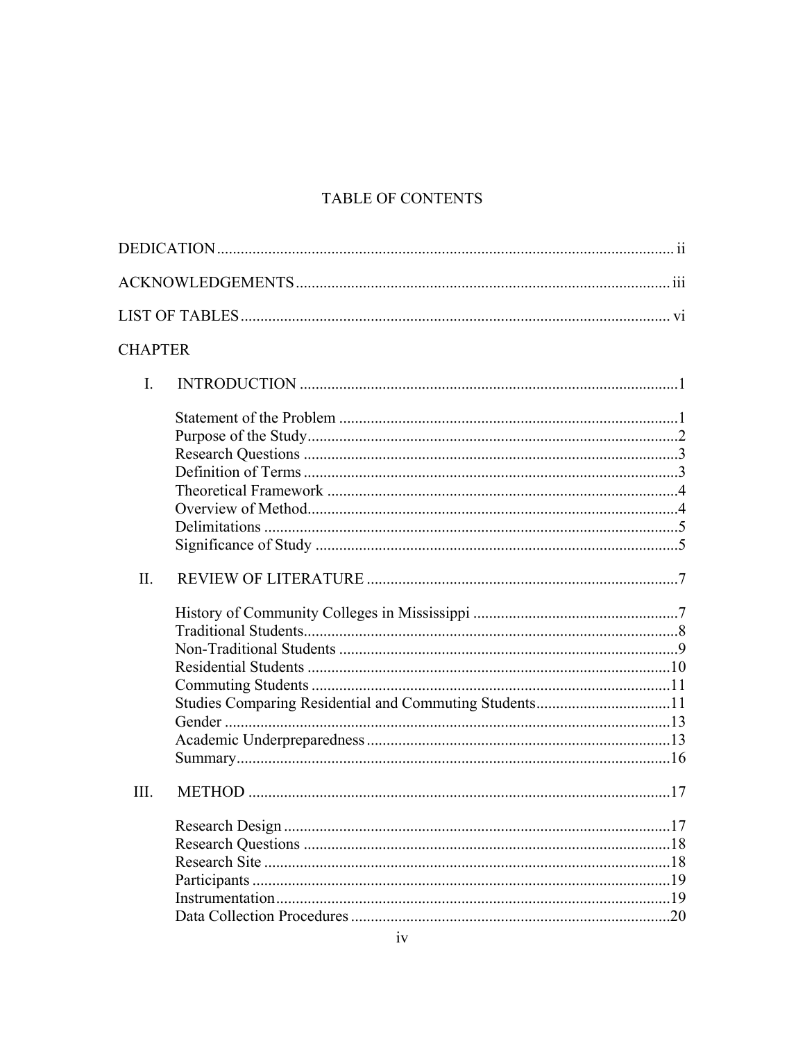# TABLE OF CONTENTS

DEDICATION .................................................................................................................... ii

ACKNOWLEDGEMENTS .............................................................................................. iii

LIST OF TABLES ............................................................................................................ vi

CHAPTER

I. INTRODUCTION ...............................................................................................1

- Statement of the Problem ....................................................................................1
- Purpose of the Study............................................................................................2
- Research Questions ..............................................................................................3
- Definition of Terms ..............................................................................................3
- Theoretical Framework ........................................................................................4
- Overview of Method.............................................................................................4
- Delimitations ........................................................................................................5
- Significance of Study ...........................................................................................5

II. REVIEW OF LITERATURE ..............................................................................7

- History of Community Colleges in Mississippi ...................................................7
- Traditional Students..............................................................................................8
- Non-Traditional Students .....................................................................................9
- Residential Students ...........................................................................................10
- Commuting Students ...........................................................................................11
- Studies Comparing Residential and Commuting Students..................................11
- Gender ................................................................................................................13
- Academic Underpreparedness ............................................................................13
- Summary.............................................................................................................16

III. METHOD ..........................................................................................................17

- Research Design .................................................................................................17
- Research Questions ............................................................................................18
- Research Site ......................................................................................................18
- Participants .........................................................................................................19
- Instrumentation...................................................................................................19
- Data Collection Procedures ................................................................................20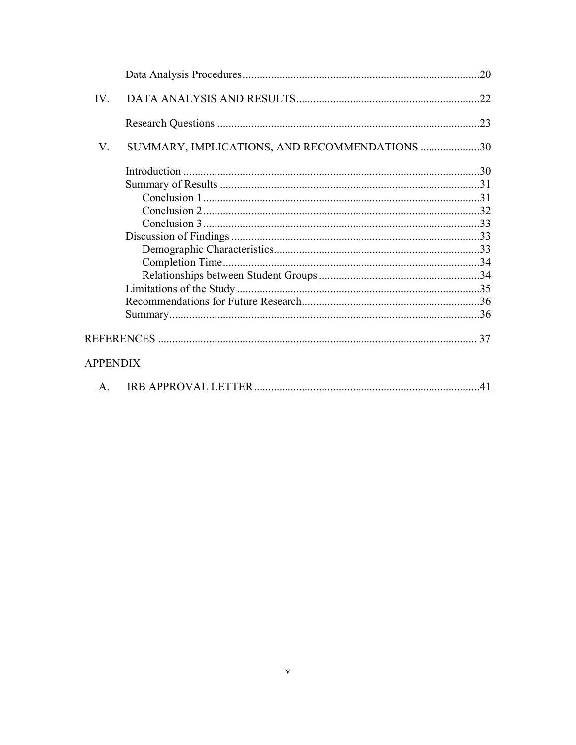Data Analysis Procedures ....................20

IV. DATA ANALYSIS AND RESULTS ....................22

Research Questions ....................23

V. SUMMARY, IMPLICATIONS, AND RECOMMENDATIONS ....................30

Introduction ....................30
Summary of Results ....................31
Conclusion 1 ....................31
Conclusion 2 ....................32
Conclusion 3 ....................33
Discussion of Findings ....................33
Demographic Characteristics ....................33
Completion Time ....................34
Relationships between Student Groups ....................34
Limitations of the Study ....................35
Recommendations for Future Research ....................36
Summary ....................36

REFERENCES ....................37

APPENDIX

A. IRB APPROVAL LETTER ....................41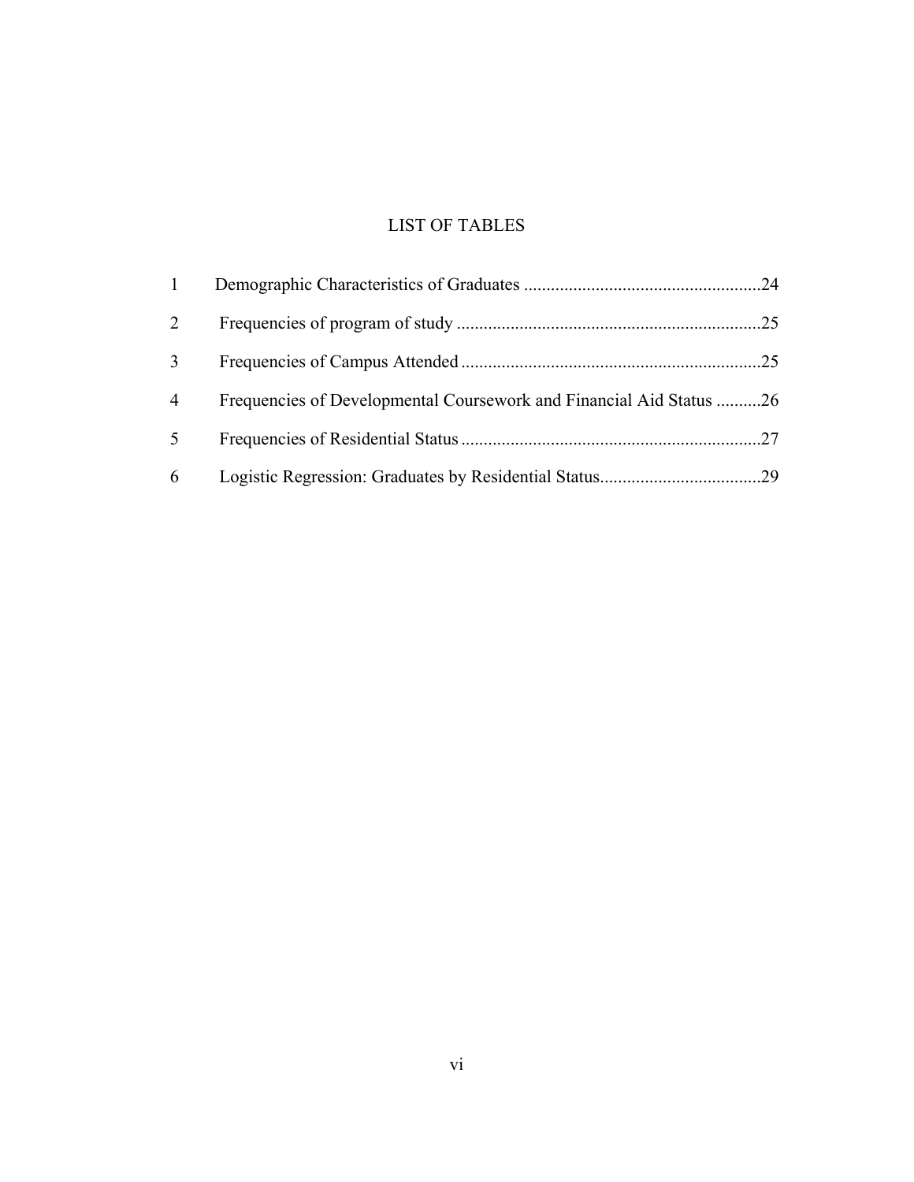# LIST OF TABLES

| | | |
|---|---|---|
| 1 | Demographic Characteristics of Graduates | 24 |
| 2 | Frequencies of program of study | 25 |
| 3 | Frequencies of Campus Attended | 25 |
| 4 | Frequencies of Developmental Coursework and Financial Aid Status | 26 |
| 5 | Frequencies of Residential Status | 27 |
| 6 | Logistic Regression: Graduates by Residential Status | 29 |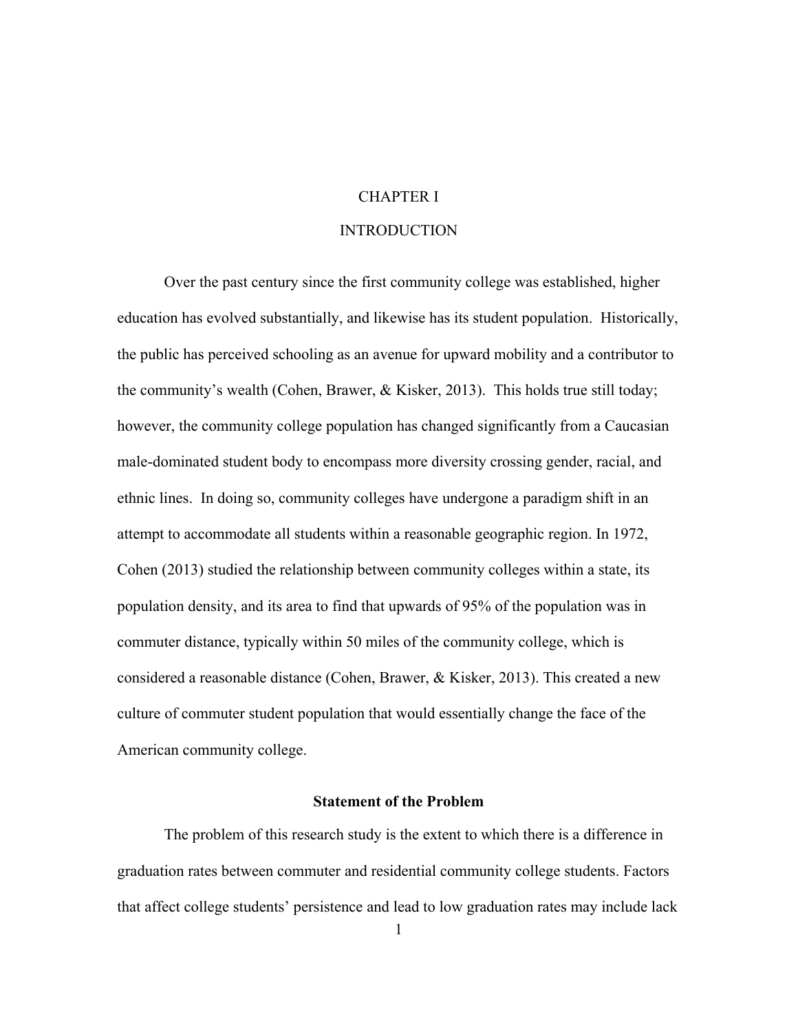# CHAPTER I

# INTRODUCTION

Over the past century since the first community college was established, higher education has evolved substantially, and likewise has its student population. Historically, the public has perceived schooling as an avenue for upward mobility and a contributor to the community's wealth (Cohen, Brawer, & Kisker, 2013). This holds true still today; however, the community college population has changed significantly from a Caucasian male-dominated student body to encompass more diversity crossing gender, racial, and ethnic lines. In doing so, community colleges have undergone a paradigm shift in an attempt to accommodate all students within a reasonable geographic region. In 1972, Cohen (2013) studied the relationship between community colleges within a state, its population density, and its area to find that upwards of 95% of the population was in commuter distance, typically within 50 miles of the community college, which is considered a reasonable distance (Cohen, Brawer, & Kisker, 2013). This created a new culture of commuter student population that would essentially change the face of the American community college.

## Statement of the Problem

The problem of this research study is the extent to which there is a difference in graduation rates between commuter and residential community college students. Factors that affect college students' persistence and lead to low graduation rates may include lack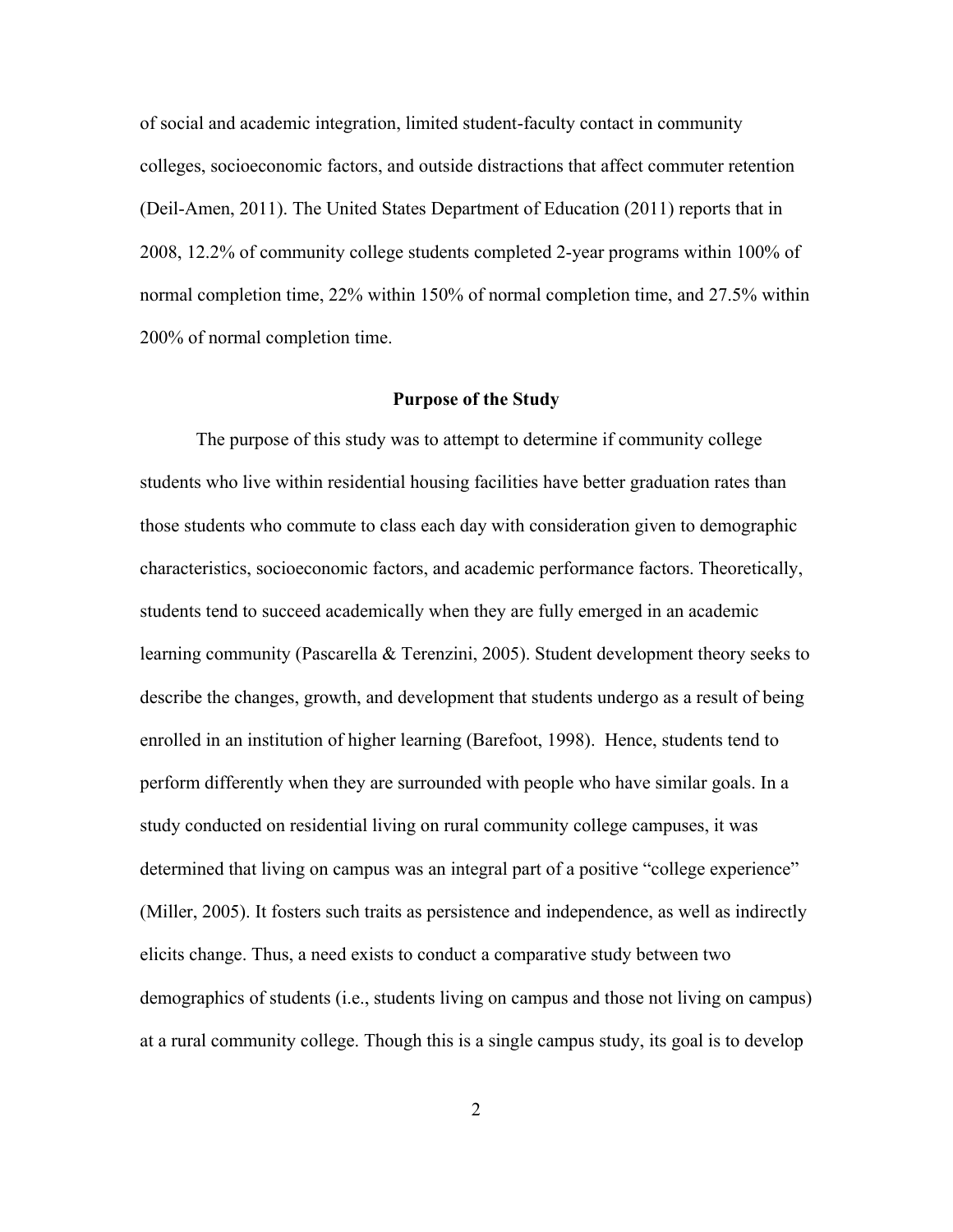of social and academic integration, limited student-faculty contact in community colleges, socioeconomic factors, and outside distractions that affect commuter retention (Deil-Amen, 2011). The United States Department of Education (2011) reports that in 2008, 12.2% of community college students completed 2-year programs within 100% of normal completion time, 22% within 150% of normal completion time, and 27.5% within 200% of normal completion time.

## Purpose of the Study

The purpose of this study was to attempt to determine if community college students who live within residential housing facilities have better graduation rates than those students who commute to class each day with consideration given to demographic characteristics, socioeconomic factors, and academic performance factors. Theoretically, students tend to succeed academically when they are fully emerged in an academic learning community (Pascarella & Terenzini, 2005). Student development theory seeks to describe the changes, growth, and development that students undergo as a result of being enrolled in an institution of higher learning (Barefoot, 1998). Hence, students tend to perform differently when they are surrounded with people who have similar goals. In a study conducted on residential living on rural community college campuses, it was determined that living on campus was an integral part of a positive "college experience" (Miller, 2005). It fosters such traits as persistence and independence, as well as indirectly elicits change. Thus, a need exists to conduct a comparative study between two demographics of students (i.e., students living on campus and those not living on campus) at a rural community college. Though this is a single campus study, its goal is to develop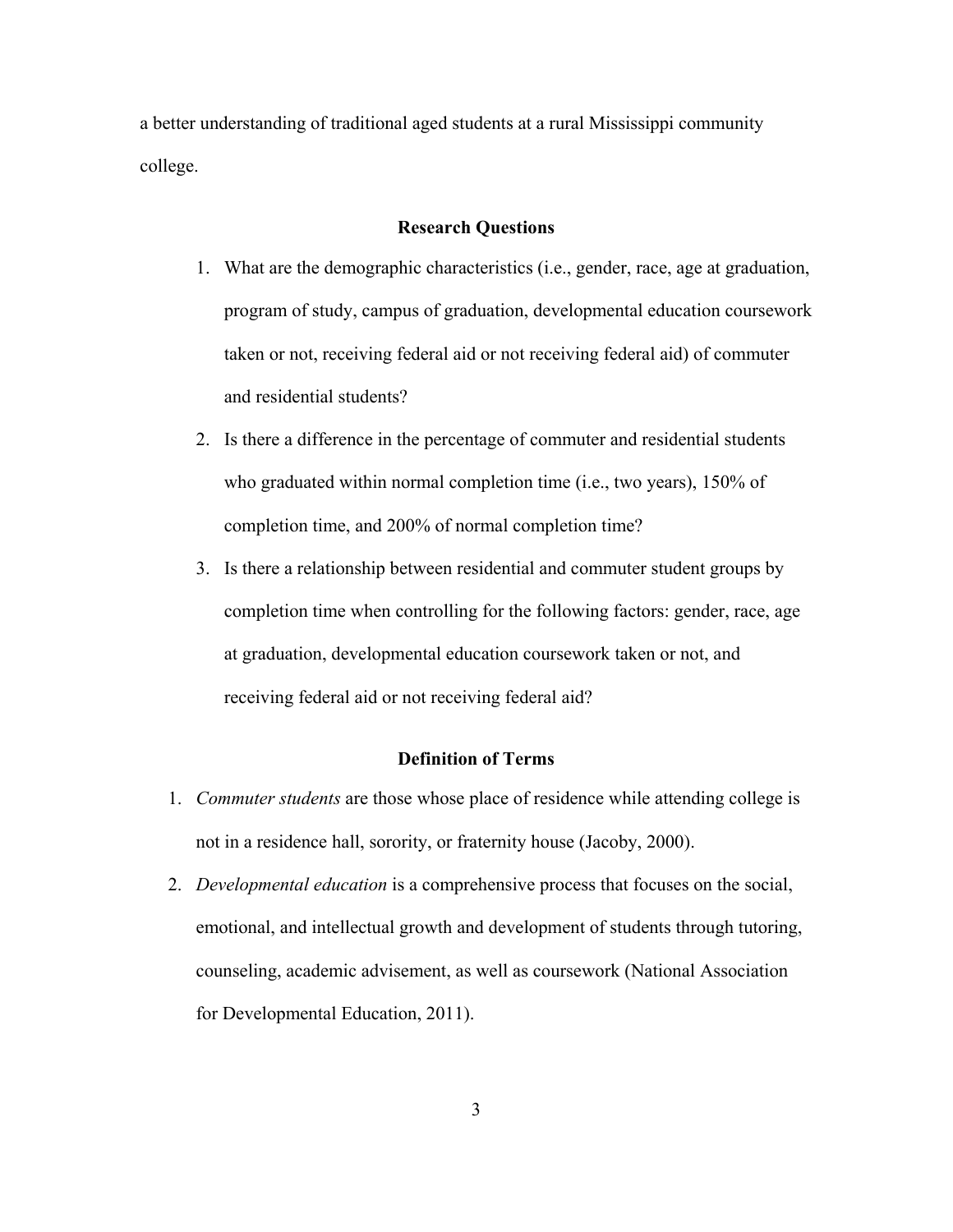a better understanding of traditional aged students at a rural Mississippi community college.

## Research Questions

1. What are the demographic characteristics (i.e., gender, race, age at graduation, program of study, campus of graduation, developmental education coursework taken or not, receiving federal aid or not receiving federal aid) of commuter and residential students?
2. Is there a difference in the percentage of commuter and residential students who graduated within normal completion time (i.e., two years), 150% of completion time, and 200% of normal completion time?
3. Is there a relationship between residential and commuter student groups by completion time when controlling for the following factors: gender, race, age at graduation, developmental education coursework taken or not, and receiving federal aid or not receiving federal aid?

## Definition of Terms

1. *Commuter students* are those whose place of residence while attending college is not in a residence hall, sorority, or fraternity house (Jacoby, 2000).
2. *Developmental education* is a comprehensive process that focuses on the social, emotional, and intellectual growth and development of students through tutoring, counseling, academic advisement, as well as coursework (National Association for Developmental Education, 2011).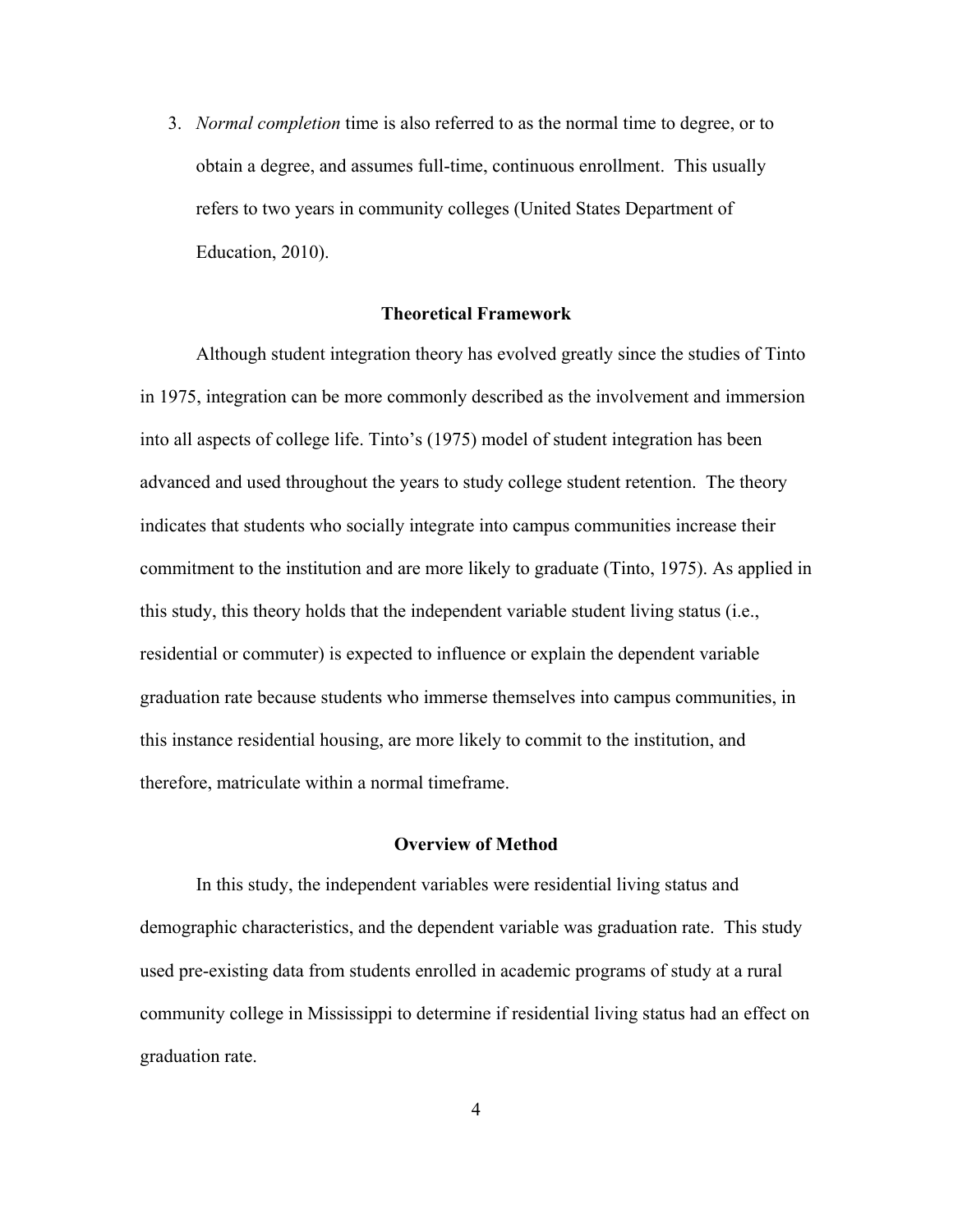3. *Normal completion* time is also referred to as the normal time to degree, or to obtain a degree, and assumes full-time, continuous enrollment. This usually refers to two years in community colleges (United States Department of Education, 2010).

## Theoretical Framework

Although student integration theory has evolved greatly since the studies of Tinto in 1975, integration can be more commonly described as the involvement and immersion into all aspects of college life. Tinto's (1975) model of student integration has been advanced and used throughout the years to study college student retention. The theory indicates that students who socially integrate into campus communities increase their commitment to the institution and are more likely to graduate (Tinto, 1975). As applied in this study, this theory holds that the independent variable student living status (i.e., residential or commuter) is expected to influence or explain the dependent variable graduation rate because students who immerse themselves into campus communities, in this instance residential housing, are more likely to commit to the institution, and therefore, matriculate within a normal timeframe.

## Overview of Method

In this study, the independent variables were residential living status and demographic characteristics, and the dependent variable was graduation rate. This study used pre-existing data from students enrolled in academic programs of study at a rural community college in Mississippi to determine if residential living status had an effect on graduation rate.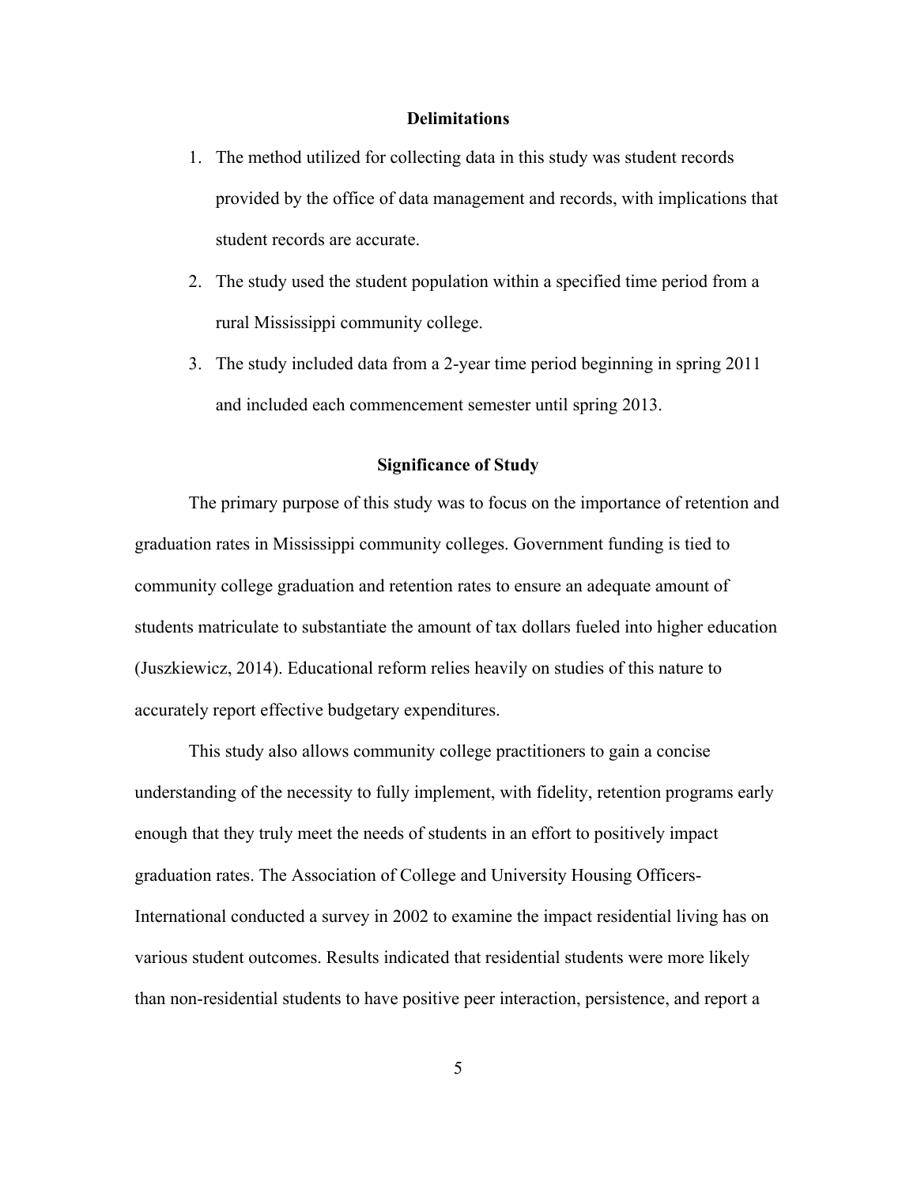## Delimitations

1. The method utilized for collecting data in this study was student records provided by the office of data management and records, with implications that student records are accurate.
2. The study used the student population within a specified time period from a rural Mississippi community college.
3. The study included data from a 2-year time period beginning in spring 2011 and included each commencement semester until spring 2013.

## Significance of Study

The primary purpose of this study was to focus on the importance of retention and graduation rates in Mississippi community colleges. Government funding is tied to community college graduation and retention rates to ensure an adequate amount of students matriculate to substantiate the amount of tax dollars fueled into higher education (Juszkiewicz, 2014). Educational reform relies heavily on studies of this nature to accurately report effective budgetary expenditures.

This study also allows community college practitioners to gain a concise understanding of the necessity to fully implement, with fidelity, retention programs early enough that they truly meet the needs of students in an effort to positively impact graduation rates. The Association of College and University Housing Officers-International conducted a survey in 2002 to examine the impact residential living has on various student outcomes. Results indicated that residential students were more likely than non-residential students to have positive peer interaction, persistence, and report a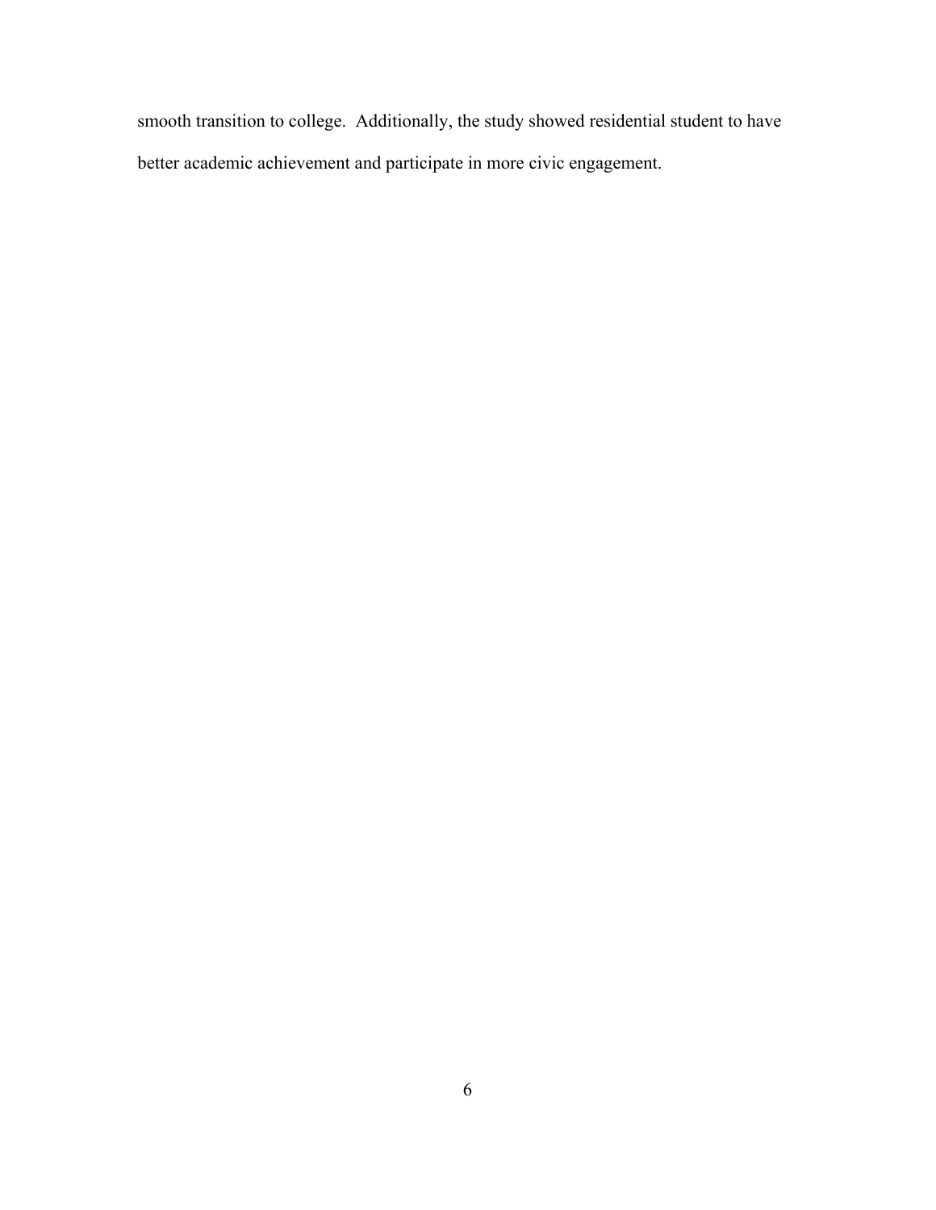smooth transition to college. Additionally, the study showed residential student to have better academic achievement and participate in more civic engagement.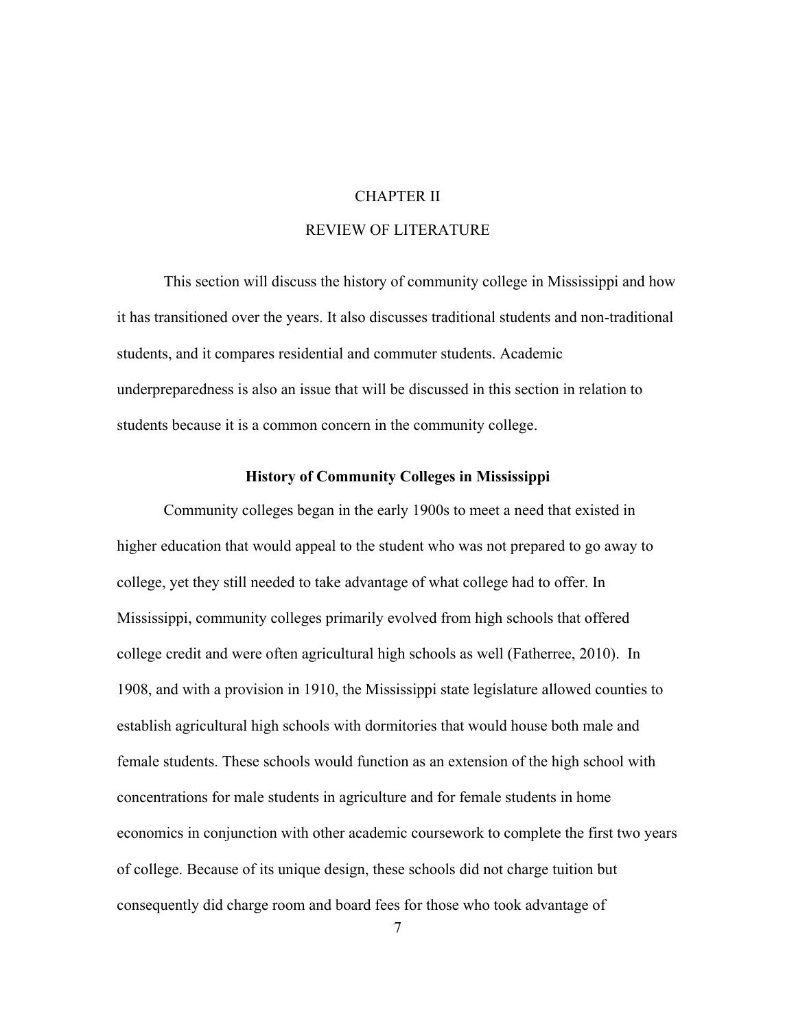# CHAPTER II

# REVIEW OF LITERATURE

This section will discuss the history of community college in Mississippi and how it has transitioned over the years. It also discusses traditional students and non-traditional students, and it compares residential and commuter students. Academic underpreparedness is also an issue that will be discussed in this section in relation to students because it is a common concern in the community college.

## History of Community Colleges in Mississippi

Community colleges began in the early 1900s to meet a need that existed in higher education that would appeal to the student who was not prepared to go away to college, yet they still needed to take advantage of what college had to offer. In Mississippi, community colleges primarily evolved from high schools that offered college credit and were often agricultural high schools as well (Fatherree, 2010). In 1908, and with a provision in 1910, the Mississippi state legislature allowed counties to establish agricultural high schools with dormitories that would house both male and female students. These schools would function as an extension of the high school with concentrations for male students in agriculture and for female students in home economics in conjunction with other academic coursework to complete the first two years of college. Because of its unique design, these schools did not charge tuition but consequently did charge room and board fees for those who took advantage of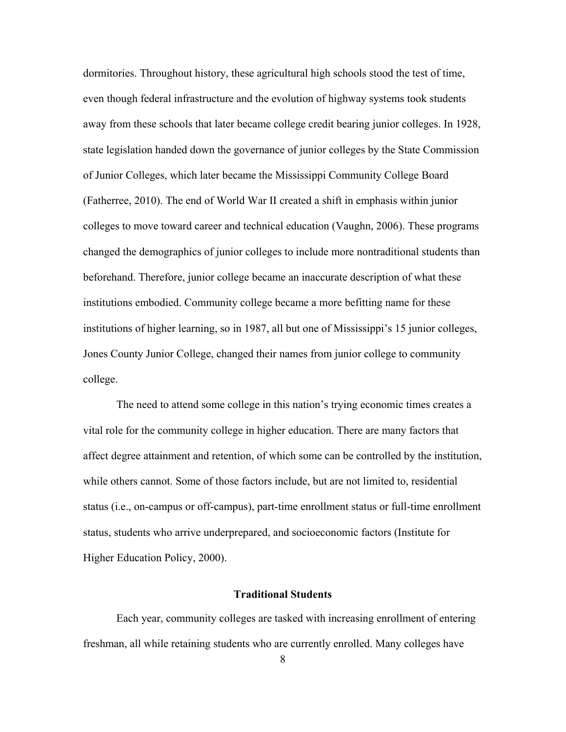dormitories. Throughout history, these agricultural high schools stood the test of time, even though federal infrastructure and the evolution of highway systems took students away from these schools that later became college credit bearing junior colleges. In 1928, state legislation handed down the governance of junior colleges by the State Commission of Junior Colleges, which later became the Mississippi Community College Board (Fatherree, 2010). The end of World War II created a shift in emphasis within junior colleges to move toward career and technical education (Vaughn, 2006). These programs changed the demographics of junior colleges to include more nontraditional students than beforehand. Therefore, junior college became an inaccurate description of what these institutions embodied. Community college became a more befitting name for these institutions of higher learning, so in 1987, all but one of Mississippi's 15 junior colleges, Jones County Junior College, changed their names from junior college to community college.

The need to attend some college in this nation's trying economic times creates a vital role for the community college in higher education. There are many factors that affect degree attainment and retention, of which some can be controlled by the institution, while others cannot. Some of those factors include, but are not limited to, residential status (i.e., on-campus or off-campus), part-time enrollment status or full-time enrollment status, students who arrive underprepared, and socioeconomic factors (Institute for Higher Education Policy, 2000).

## Traditional Students

Each year, community colleges are tasked with increasing enrollment of entering freshman, all while retaining students who are currently enrolled. Many colleges have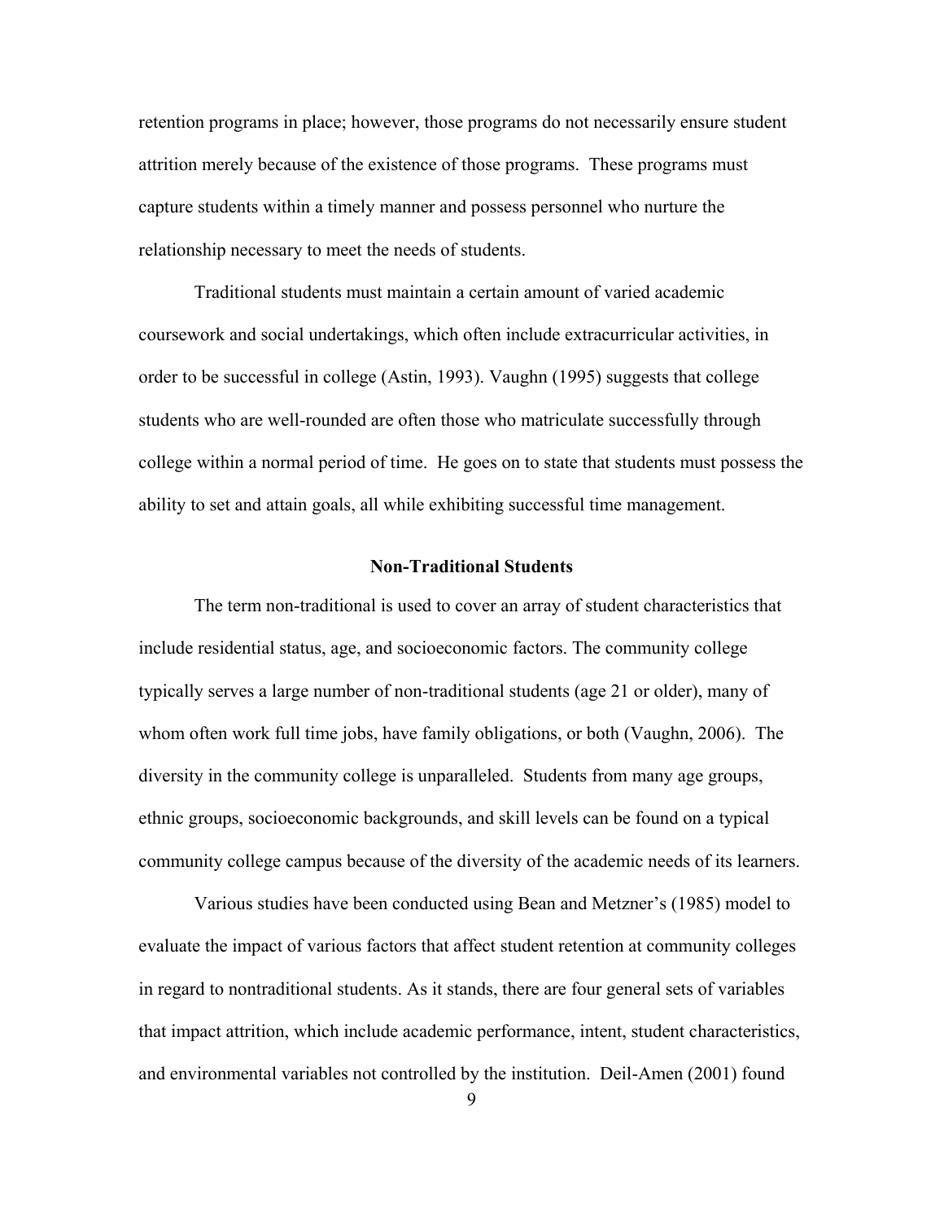retention programs in place; however, those programs do not necessarily ensure student attrition merely because of the existence of those programs. These programs must capture students within a timely manner and possess personnel who nurture the relationship necessary to meet the needs of students.

Traditional students must maintain a certain amount of varied academic coursework and social undertakings, which often include extracurricular activities, in order to be successful in college (Astin, 1993). Vaughn (1995) suggests that college students who are well-rounded are often those who matriculate successfully through college within a normal period of time. He goes on to state that students must possess the ability to set and attain goals, all while exhibiting successful time management.

## Non-Traditional Students

The term non-traditional is used to cover an array of student characteristics that include residential status, age, and socioeconomic factors. The community college typically serves a large number of non-traditional students (age 21 or older), many of whom often work full time jobs, have family obligations, or both (Vaughn, 2006). The diversity in the community college is unparalleled. Students from many age groups, ethnic groups, socioeconomic backgrounds, and skill levels can be found on a typical community college campus because of the diversity of the academic needs of its learners.

Various studies have been conducted using Bean and Metzner's (1985) model to evaluate the impact of various factors that affect student retention at community colleges in regard to nontraditional students. As it stands, there are four general sets of variables that impact attrition, which include academic performance, intent, student characteristics, and environmental variables not controlled by the institution. Deil-Amen (2001) found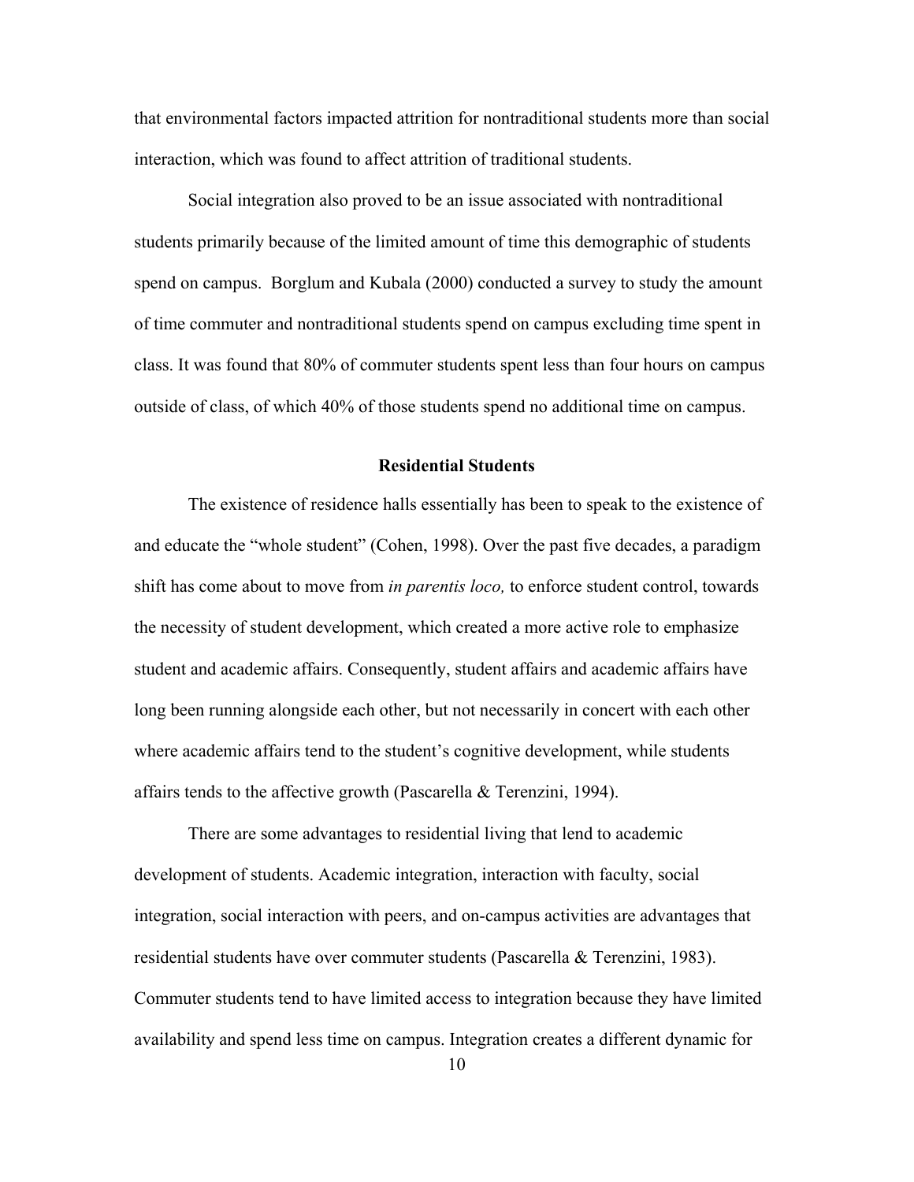that environmental factors impacted attrition for nontraditional students more than social interaction, which was found to affect attrition of traditional students.

Social integration also proved to be an issue associated with nontraditional students primarily because of the limited amount of time this demographic of students spend on campus. Borglum and Kubala (2000) conducted a survey to study the amount of time commuter and nontraditional students spend on campus excluding time spent in class. It was found that 80% of commuter students spent less than four hours on campus outside of class, of which 40% of those students spend no additional time on campus.

## Residential Students

The existence of residence halls essentially has been to speak to the existence of and educate the "whole student" (Cohen, 1998). Over the past five decades, a paradigm shift has come about to move from *in parentis loco,* to enforce student control, towards the necessity of student development, which created a more active role to emphasize student and academic affairs. Consequently, student affairs and academic affairs have long been running alongside each other, but not necessarily in concert with each other where academic affairs tend to the student's cognitive development, while students affairs tends to the affective growth (Pascarella & Terenzini, 1994).

There are some advantages to residential living that lend to academic development of students. Academic integration, interaction with faculty, social integration, social interaction with peers, and on-campus activities are advantages that residential students have over commuter students (Pascarella & Terenzini, 1983). Commuter students tend to have limited access to integration because they have limited availability and spend less time on campus. Integration creates a different dynamic for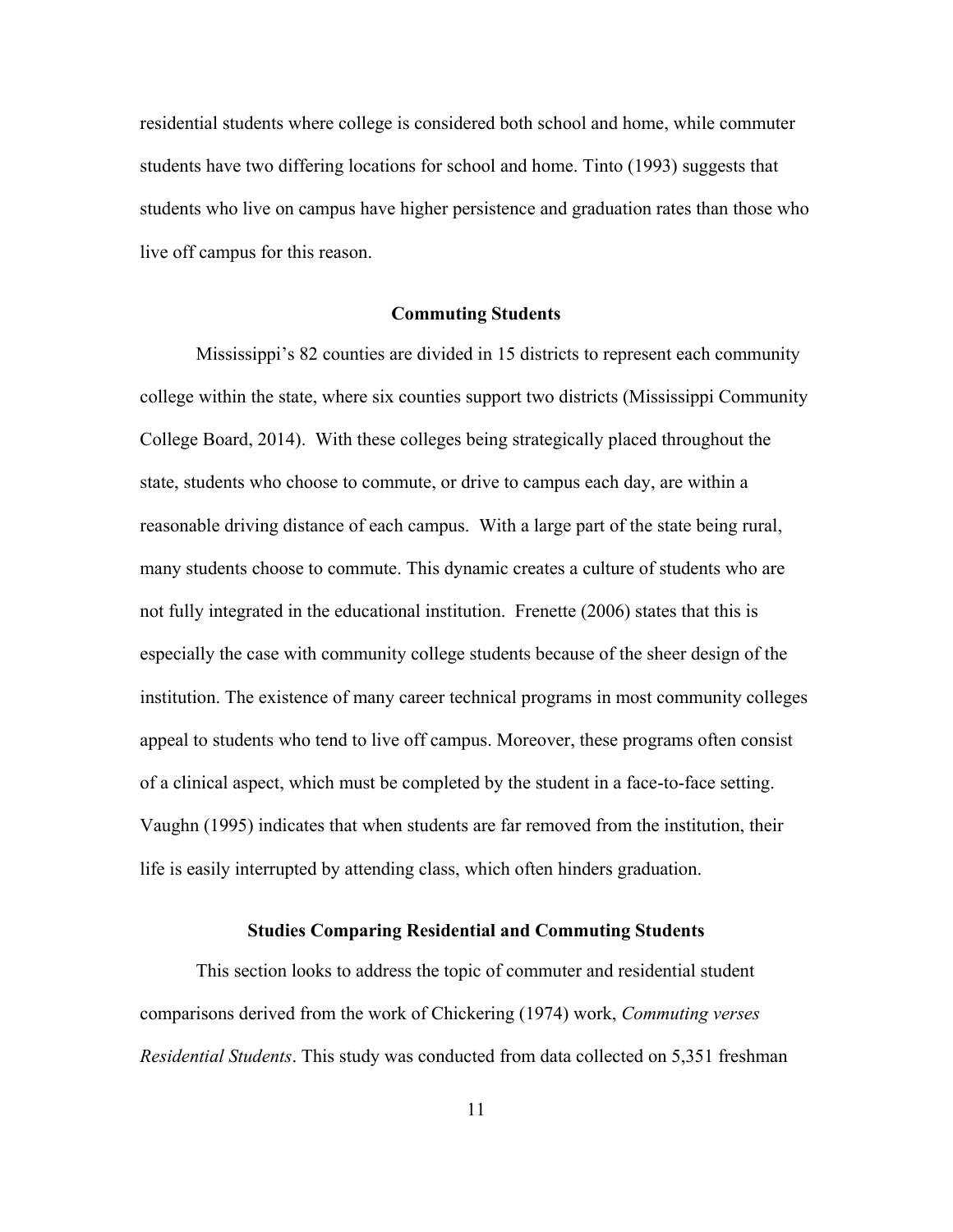residential students where college is considered both school and home, while commuter students have two differing locations for school and home. Tinto (1993) suggests that students who live on campus have higher persistence and graduation rates than those who live off campus for this reason.

## Commuting Students

Mississippi's 82 counties are divided in 15 districts to represent each community college within the state, where six counties support two districts (Mississippi Community College Board, 2014). With these colleges being strategically placed throughout the state, students who choose to commute, or drive to campus each day, are within a reasonable driving distance of each campus. With a large part of the state being rural, many students choose to commute. This dynamic creates a culture of students who are not fully integrated in the educational institution. Frenette (2006) states that this is especially the case with community college students because of the sheer design of the institution. The existence of many career technical programs in most community colleges appeal to students who tend to live off campus. Moreover, these programs often consist of a clinical aspect, which must be completed by the student in a face-to-face setting. Vaughn (1995) indicates that when students are far removed from the institution, their life is easily interrupted by attending class, which often hinders graduation.

## Studies Comparing Residential and Commuting Students

This section looks to address the topic of commuter and residential student comparisons derived from the work of Chickering (1974) work, *Commuting verses Residential Students*. This study was conducted from data collected on 5,351 freshman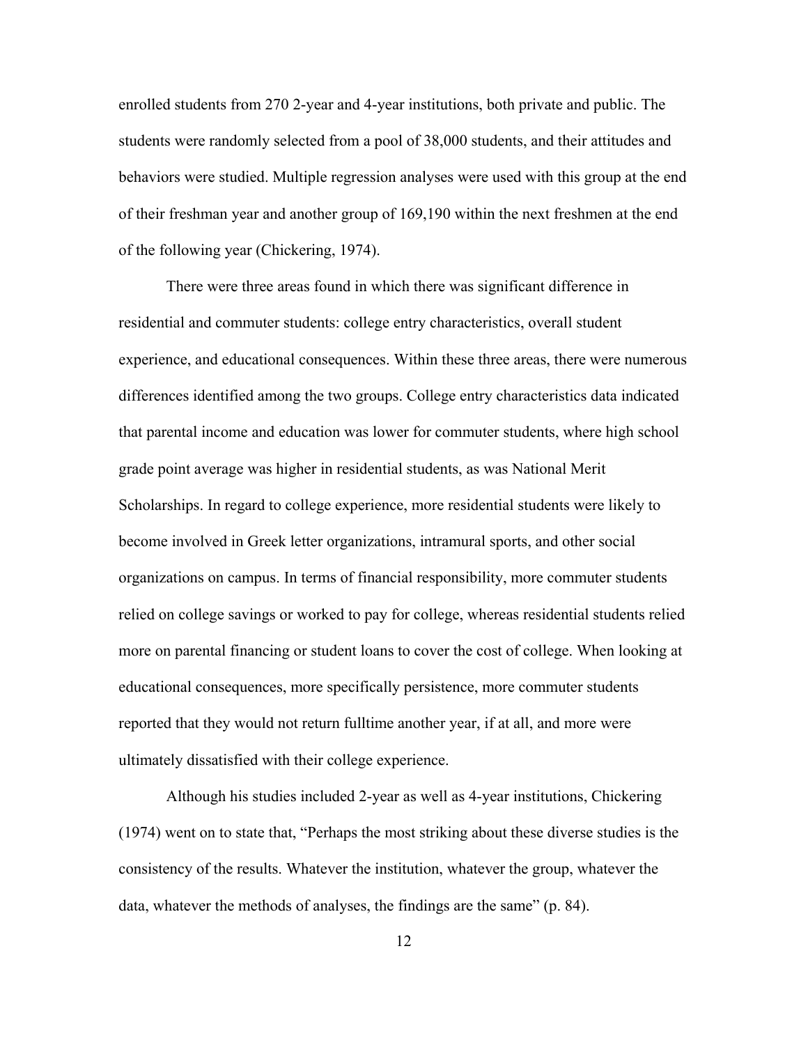enrolled students from 270 2-year and 4-year institutions, both private and public. The students were randomly selected from a pool of 38,000 students, and their attitudes and behaviors were studied. Multiple regression analyses were used with this group at the end of their freshman year and another group of 169,190 within the next freshmen at the end of the following year (Chickering, 1974).

There were three areas found in which there was significant difference in residential and commuter students: college entry characteristics, overall student experience, and educational consequences. Within these three areas, there were numerous differences identified among the two groups. College entry characteristics data indicated that parental income and education was lower for commuter students, where high school grade point average was higher in residential students, as was National Merit Scholarships. In regard to college experience, more residential students were likely to become involved in Greek letter organizations, intramural sports, and other social organizations on campus. In terms of financial responsibility, more commuter students relied on college savings or worked to pay for college, whereas residential students relied more on parental financing or student loans to cover the cost of college. When looking at educational consequences, more specifically persistence, more commuter students reported that they would not return fulltime another year, if at all, and more were ultimately dissatisfied with their college experience.

Although his studies included 2-year as well as 4-year institutions, Chickering (1974) went on to state that, "Perhaps the most striking about these diverse studies is the consistency of the results. Whatever the institution, whatever the group, whatever the data, whatever the methods of analyses, the findings are the same" (p. 84).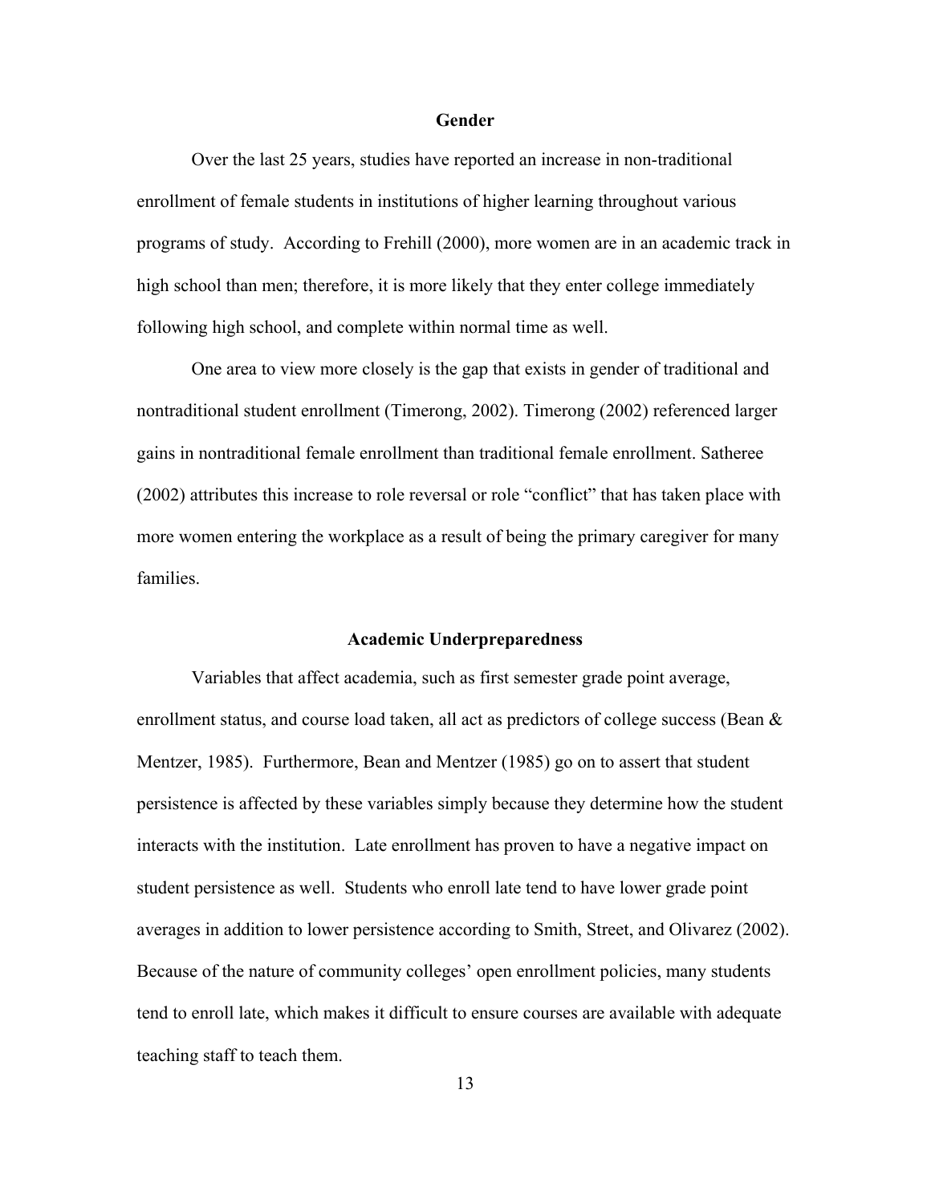## Gender

Over the last 25 years, studies have reported an increase in non-traditional enrollment of female students in institutions of higher learning throughout various programs of study. According to Frehill (2000), more women are in an academic track in high school than men; therefore, it is more likely that they enter college immediately following high school, and complete within normal time as well.

One area to view more closely is the gap that exists in gender of traditional and nontraditional student enrollment (Timerong, 2002). Timerong (2002) referenced larger gains in nontraditional female enrollment than traditional female enrollment. Satheree (2002) attributes this increase to role reversal or role "conflict" that has taken place with more women entering the workplace as a result of being the primary caregiver for many families.

## Academic Underpreparedness

Variables that affect academia, such as first semester grade point average, enrollment status, and course load taken, all act as predictors of college success (Bean & Mentzer, 1985). Furthermore, Bean and Mentzer (1985) go on to assert that student persistence is affected by these variables simply because they determine how the student interacts with the institution. Late enrollment has proven to have a negative impact on student persistence as well. Students who enroll late tend to have lower grade point averages in addition to lower persistence according to Smith, Street, and Olivarez (2002). Because of the nature of community colleges' open enrollment policies, many students tend to enroll late, which makes it difficult to ensure courses are available with adequate teaching staff to teach them.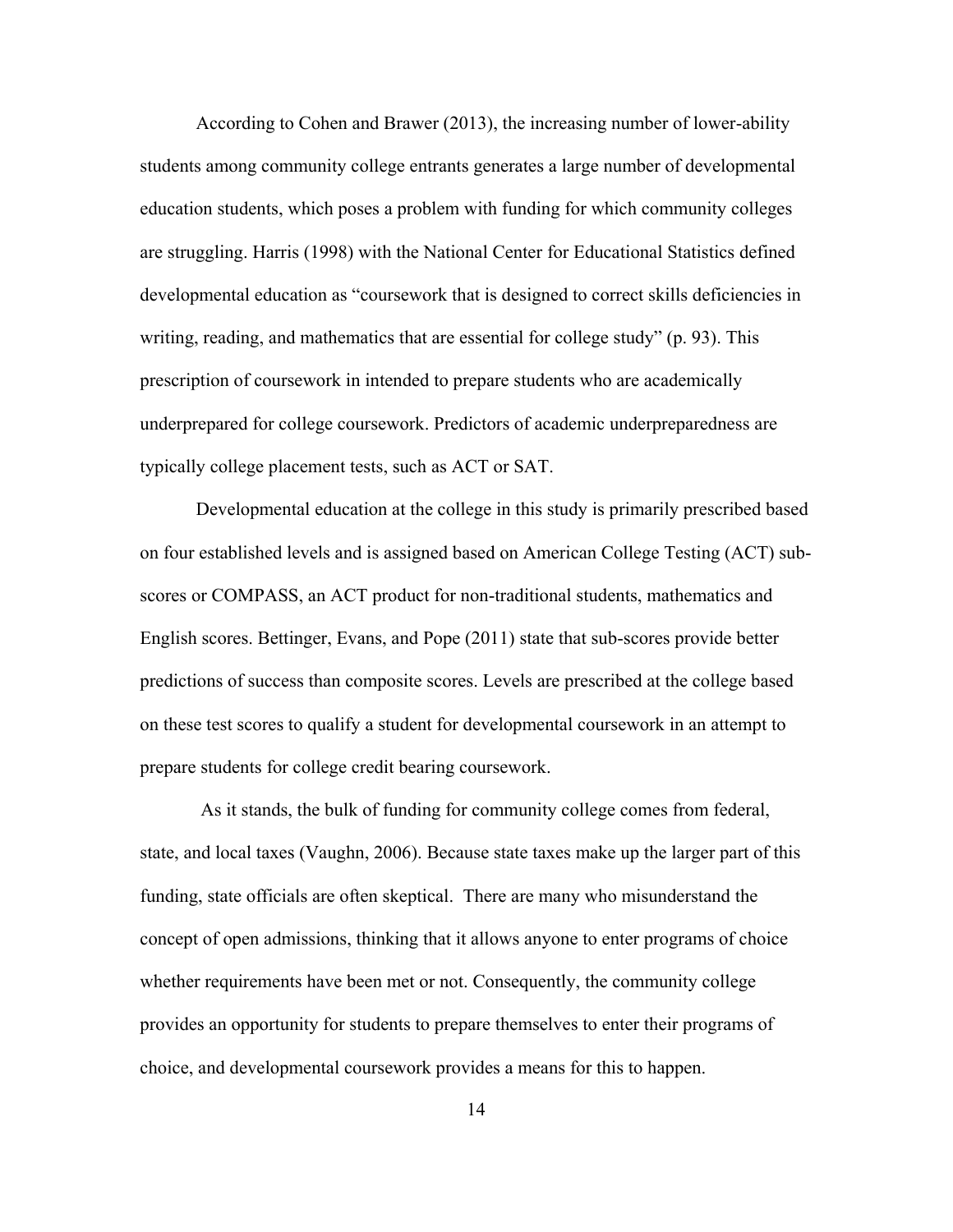According to Cohen and Brawer (2013), the increasing number of lower-ability students among community college entrants generates a large number of developmental education students, which poses a problem with funding for which community colleges are struggling. Harris (1998) with the National Center for Educational Statistics defined developmental education as "coursework that is designed to correct skills deficiencies in writing, reading, and mathematics that are essential for college study" (p. 93). This prescription of coursework in intended to prepare students who are academically underprepared for college coursework. Predictors of academic underpreparedness are typically college placement tests, such as ACT or SAT.

Developmental education at the college in this study is primarily prescribed based on four established levels and is assigned based on American College Testing (ACT) sub-scores or COMPASS, an ACT product for non-traditional students, mathematics and English scores. Bettinger, Evans, and Pope (2011) state that sub-scores provide better predictions of success than composite scores. Levels are prescribed at the college based on these test scores to qualify a student for developmental coursework in an attempt to prepare students for college credit bearing coursework.

As it stands, the bulk of funding for community college comes from federal, state, and local taxes (Vaughn, 2006). Because state taxes make up the larger part of this funding, state officials are often skeptical. There are many who misunderstand the concept of open admissions, thinking that it allows anyone to enter programs of choice whether requirements have been met or not. Consequently, the community college provides an opportunity for students to prepare themselves to enter their programs of choice, and developmental coursework provides a means for this to happen.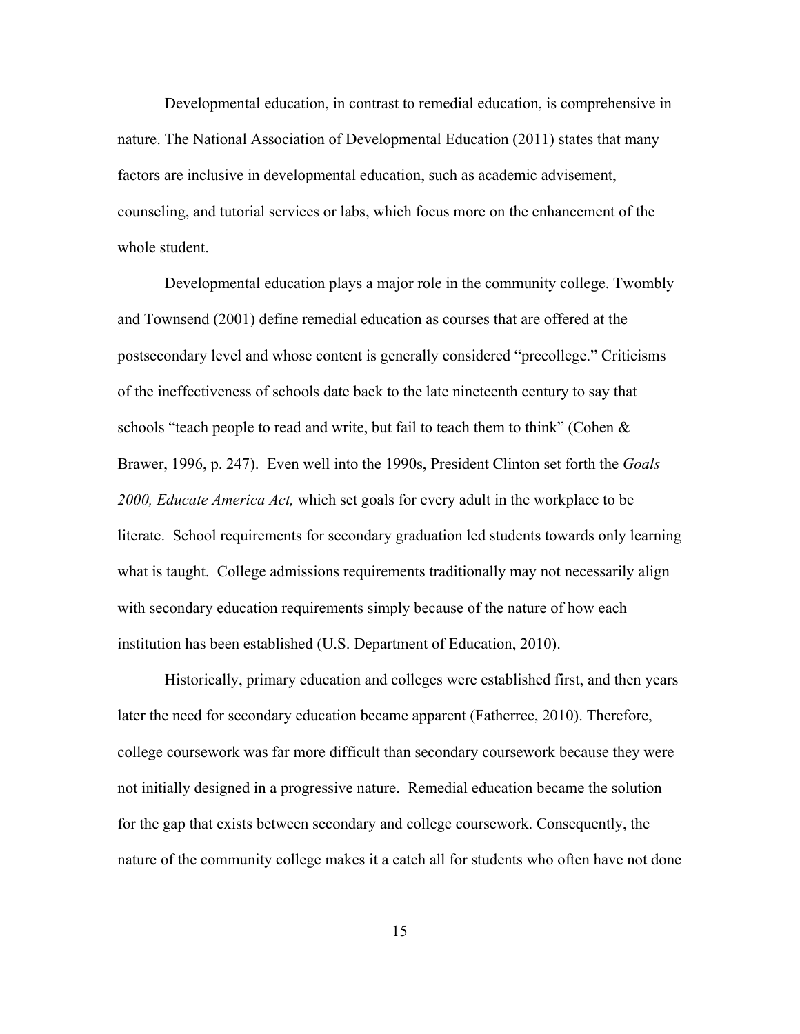Developmental education, in contrast to remedial education, is comprehensive in nature. The National Association of Developmental Education (2011) states that many factors are inclusive in developmental education, such as academic advisement, counseling, and tutorial services or labs, which focus more on the enhancement of the whole student.

Developmental education plays a major role in the community college. Twombly and Townsend (2001) define remedial education as courses that are offered at the postsecondary level and whose content is generally considered "precollege." Criticisms of the ineffectiveness of schools date back to the late nineteenth century to say that schools "teach people to read and write, but fail to teach them to think" (Cohen & Brawer, 1996, p. 247). Even well into the 1990s, President Clinton set forth the *Goals 2000, Educate America Act,* which set goals for every adult in the workplace to be literate. School requirements for secondary graduation led students towards only learning what is taught. College admissions requirements traditionally may not necessarily align with secondary education requirements simply because of the nature of how each institution has been established (U.S. Department of Education, 2010).

Historically, primary education and colleges were established first, and then years later the need for secondary education became apparent (Fatherree, 2010). Therefore, college coursework was far more difficult than secondary coursework because they were not initially designed in a progressive nature. Remedial education became the solution for the gap that exists between secondary and college coursework. Consequently, the nature of the community college makes it a catch all for students who often have not done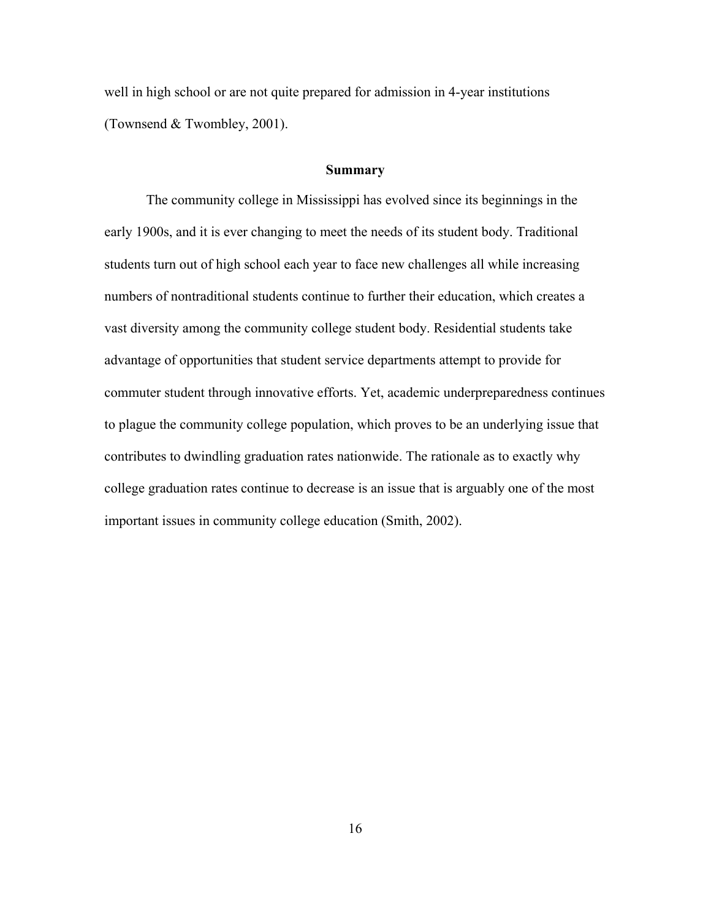well in high school or are not quite prepared for admission in 4-year institutions (Townsend & Twombley, 2001).

## Summary

The community college in Mississippi has evolved since its beginnings in the early 1900s, and it is ever changing to meet the needs of its student body. Traditional students turn out of high school each year to face new challenges all while increasing numbers of nontraditional students continue to further their education, which creates a vast diversity among the community college student body. Residential students take advantage of opportunities that student service departments attempt to provide for commuter student through innovative efforts. Yet, academic underpreparedness continues to plague the community college population, which proves to be an underlying issue that contributes to dwindling graduation rates nationwide. The rationale as to exactly why college graduation rates continue to decrease is an issue that is arguably one of the most important issues in community college education (Smith, 2002).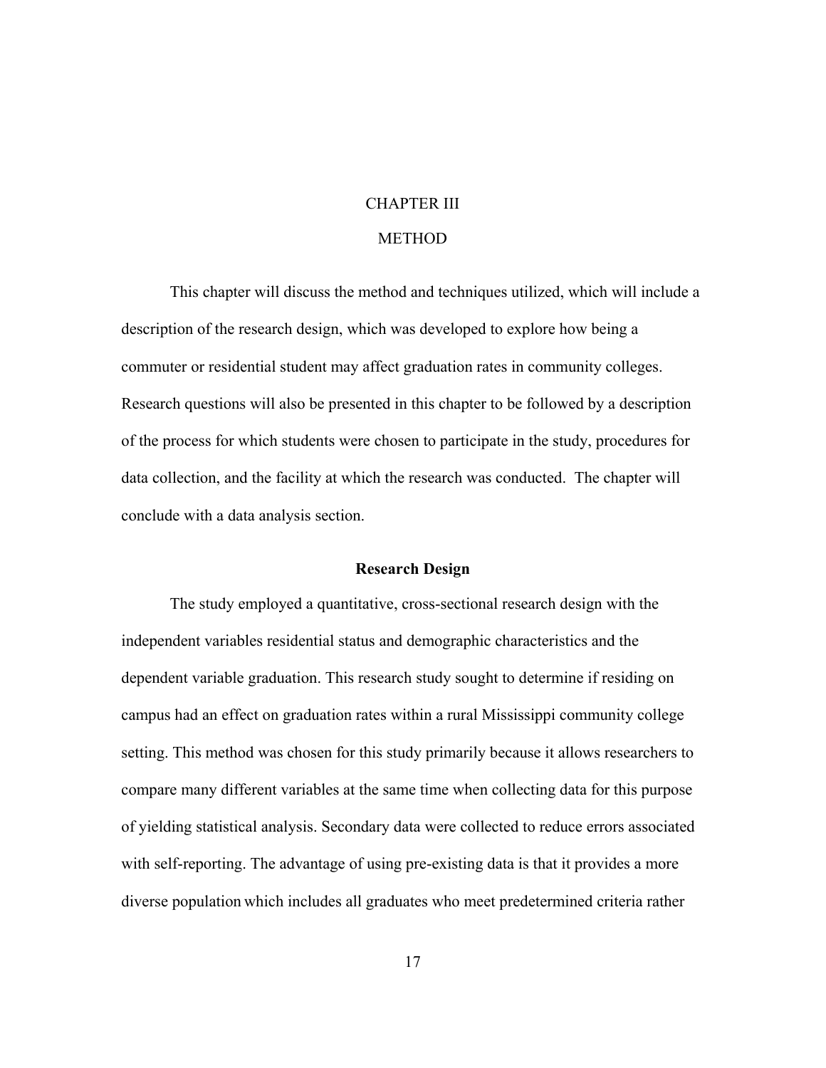# CHAPTER III

# METHOD

This chapter will discuss the method and techniques utilized, which will include a description of the research design, which was developed to explore how being a commuter or residential student may affect graduation rates in community colleges. Research questions will also be presented in this chapter to be followed by a description of the process for which students were chosen to participate in the study, procedures for data collection, and the facility at which the research was conducted. The chapter will conclude with a data analysis section.

## Research Design

The study employed a quantitative, cross-sectional research design with the independent variables residential status and demographic characteristics and the dependent variable graduation. This research study sought to determine if residing on campus had an effect on graduation rates within a rural Mississippi community college setting. This method was chosen for this study primarily because it allows researchers to compare many different variables at the same time when collecting data for this purpose of yielding statistical analysis. Secondary data were collected to reduce errors associated with self-reporting. The advantage of using pre-existing data is that it provides a more diverse population which includes all graduates who meet predetermined criteria rather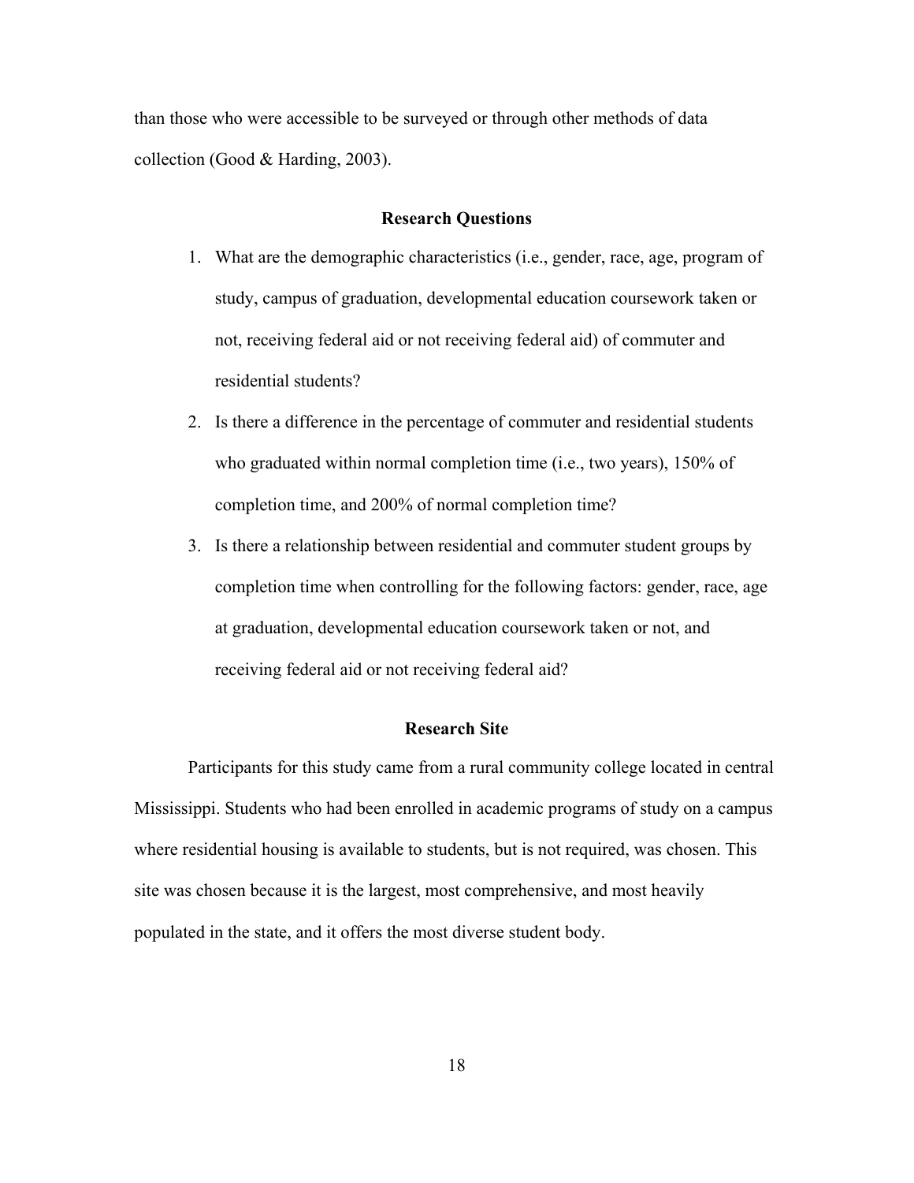than those who were accessible to be surveyed or through other methods of data collection (Good & Harding, 2003).

## Research Questions

1. What are the demographic characteristics (i.e., gender, race, age, program of study, campus of graduation, developmental education coursework taken or not, receiving federal aid or not receiving federal aid) of commuter and residential students?
2. Is there a difference in the percentage of commuter and residential students who graduated within normal completion time (i.e., two years), 150% of completion time, and 200% of normal completion time?
3. Is there a relationship between residential and commuter student groups by completion time when controlling for the following factors: gender, race, age at graduation, developmental education coursework taken or not, and receiving federal aid or not receiving federal aid?

## Research Site

Participants for this study came from a rural community college located in central Mississippi. Students who had been enrolled in academic programs of study on a campus where residential housing is available to students, but is not required, was chosen. This site was chosen because it is the largest, most comprehensive, and most heavily populated in the state, and it offers the most diverse student body.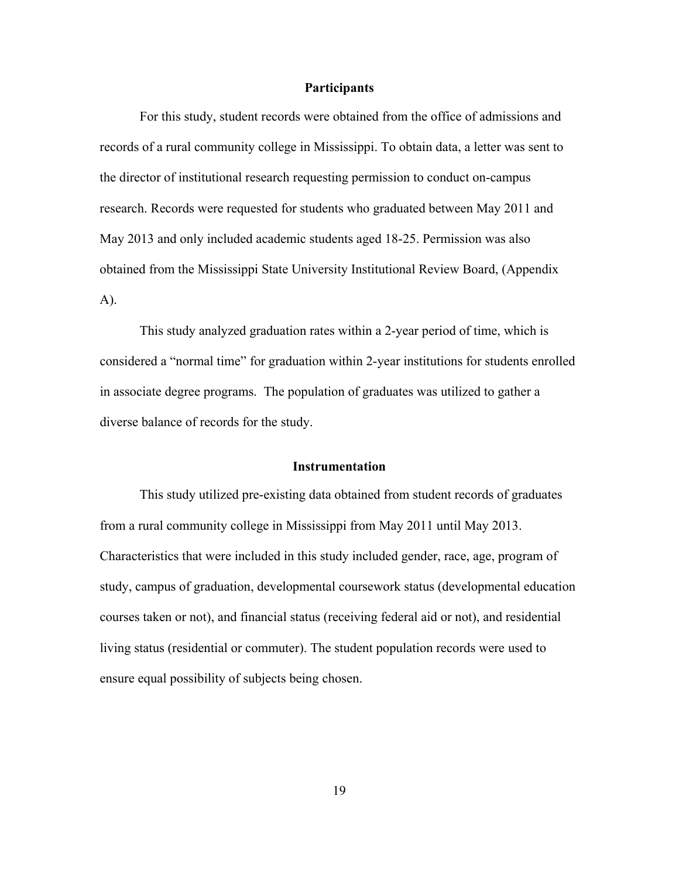## Participants

For this study, student records were obtained from the office of admissions and records of a rural community college in Mississippi. To obtain data, a letter was sent to the director of institutional research requesting permission to conduct on-campus research. Records were requested for students who graduated between May 2011 and May 2013 and only included academic students aged 18-25. Permission was also obtained from the Mississippi State University Institutional Review Board, (Appendix A).

This study analyzed graduation rates within a 2-year period of time, which is considered a "normal time" for graduation within 2-year institutions for students enrolled in associate degree programs. The population of graduates was utilized to gather a diverse balance of records for the study.

## Instrumentation

This study utilized pre-existing data obtained from student records of graduates from a rural community college in Mississippi from May 2011 until May 2013. Characteristics that were included in this study included gender, race, age, program of study, campus of graduation, developmental coursework status (developmental education courses taken or not), and financial status (receiving federal aid or not), and residential living status (residential or commuter). The student population records were used to ensure equal possibility of subjects being chosen.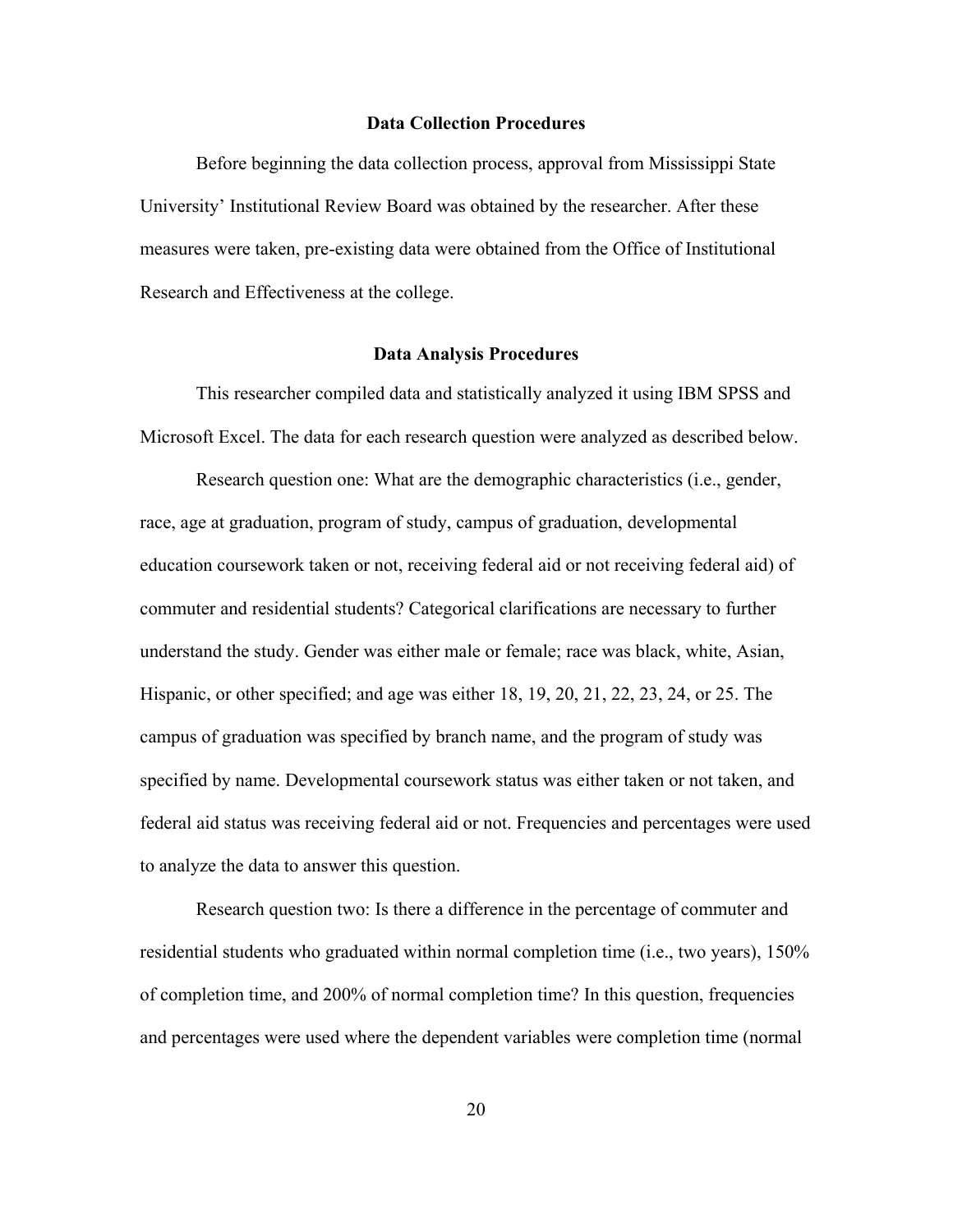## Data Collection Procedures

Before beginning the data collection process, approval from Mississippi State University' Institutional Review Board was obtained by the researcher. After these measures were taken, pre-existing data were obtained from the Office of Institutional Research and Effectiveness at the college.

## Data Analysis Procedures

This researcher compiled data and statistically analyzed it using IBM SPSS and Microsoft Excel. The data for each research question were analyzed as described below.

Research question one: What are the demographic characteristics (i.e., gender, race, age at graduation, program of study, campus of graduation, developmental education coursework taken or not, receiving federal aid or not receiving federal aid) of commuter and residential students? Categorical clarifications are necessary to further understand the study. Gender was either male or female; race was black, white, Asian, Hispanic, or other specified; and age was either 18, 19, 20, 21, 22, 23, 24, or 25. The campus of graduation was specified by branch name, and the program of study was specified by name. Developmental coursework status was either taken or not taken, and federal aid status was receiving federal aid or not. Frequencies and percentages were used to analyze the data to answer this question.

Research question two: Is there a difference in the percentage of commuter and residential students who graduated within normal completion time (i.e., two years), 150% of completion time, and 200% of normal completion time? In this question, frequencies and percentages were used where the dependent variables were completion time (normal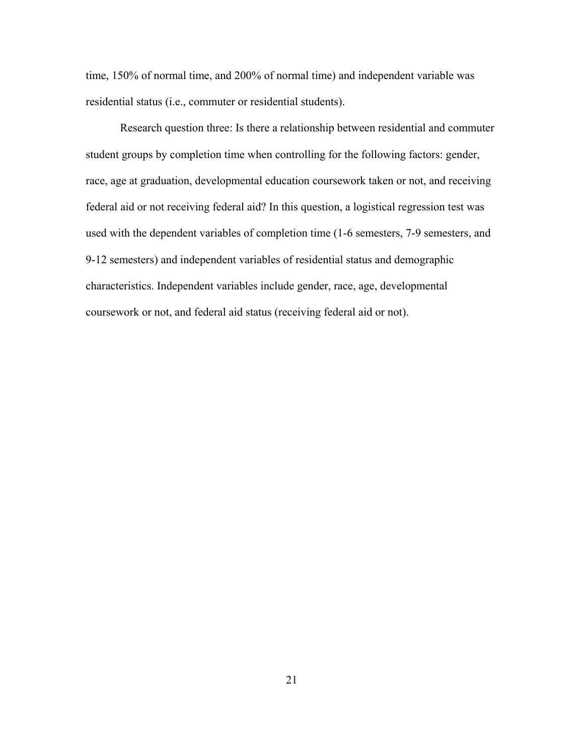time, 150% of normal time, and 200% of normal time) and independent variable was residential status (i.e., commuter or residential students).

Research question three: Is there a relationship between residential and commuter student groups by completion time when controlling for the following factors: gender, race, age at graduation, developmental education coursework taken or not, and receiving federal aid or not receiving federal aid? In this question, a logistical regression test was used with the dependent variables of completion time (1-6 semesters, 7-9 semesters, and 9-12 semesters) and independent variables of residential status and demographic characteristics. Independent variables include gender, race, age, developmental coursework or not, and federal aid status (receiving federal aid or not).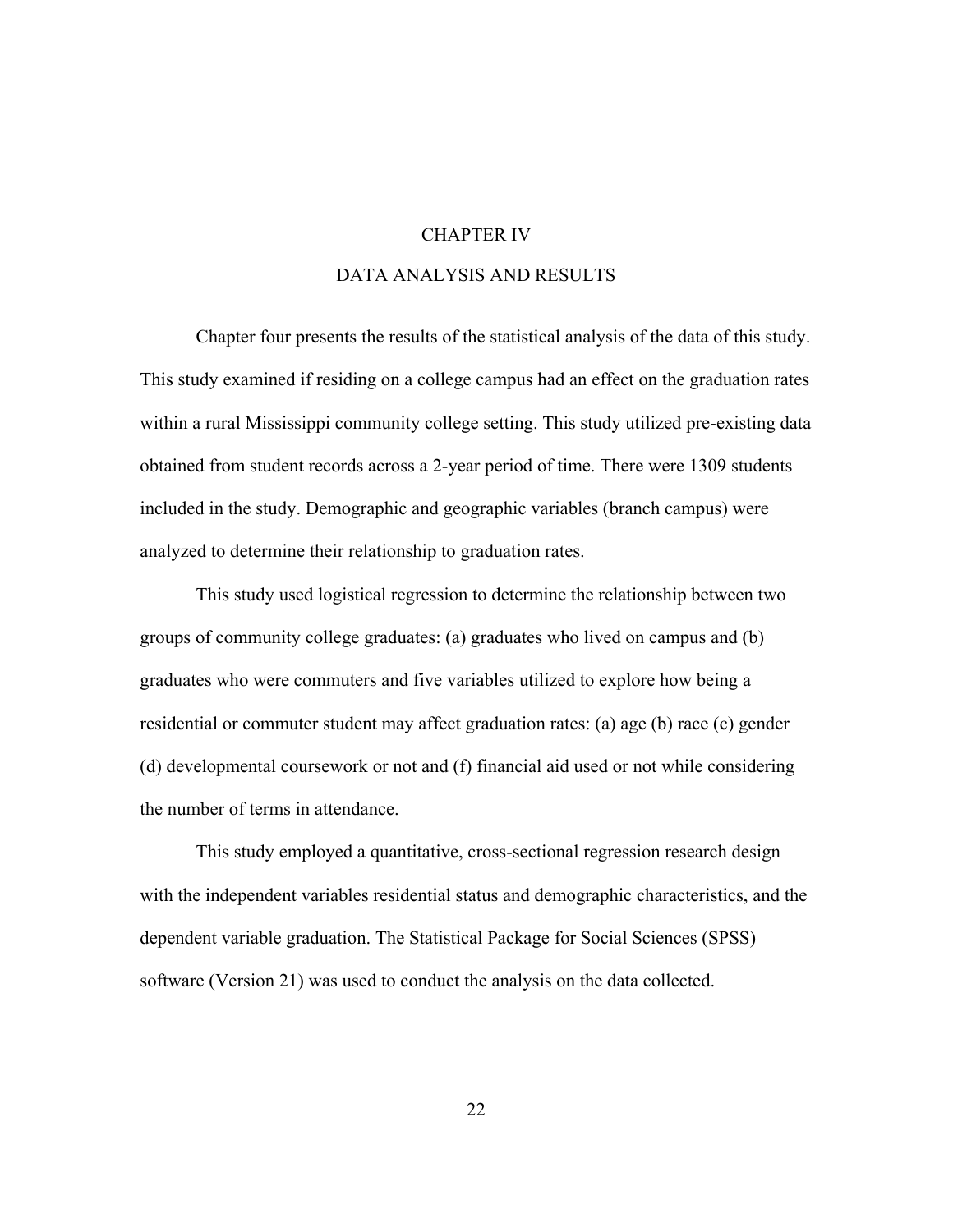# CHAPTER IV

## DATA ANALYSIS AND RESULTS

Chapter four presents the results of the statistical analysis of the data of this study. This study examined if residing on a college campus had an effect on the graduation rates within a rural Mississippi community college setting. This study utilized pre-existing data obtained from student records across a 2-year period of time. There were 1309 students included in the study. Demographic and geographic variables (branch campus) were analyzed to determine their relationship to graduation rates.

This study used logistical regression to determine the relationship between two groups of community college graduates: (a) graduates who lived on campus and (b) graduates who were commuters and five variables utilized to explore how being a residential or commuter student may affect graduation rates: (a) age (b) race (c) gender (d) developmental coursework or not and (f) financial aid used or not while considering the number of terms in attendance.

This study employed a quantitative, cross-sectional regression research design with the independent variables residential status and demographic characteristics, and the dependent variable graduation. The Statistical Package for Social Sciences (SPSS) software (Version 21) was used to conduct the analysis on the data collected.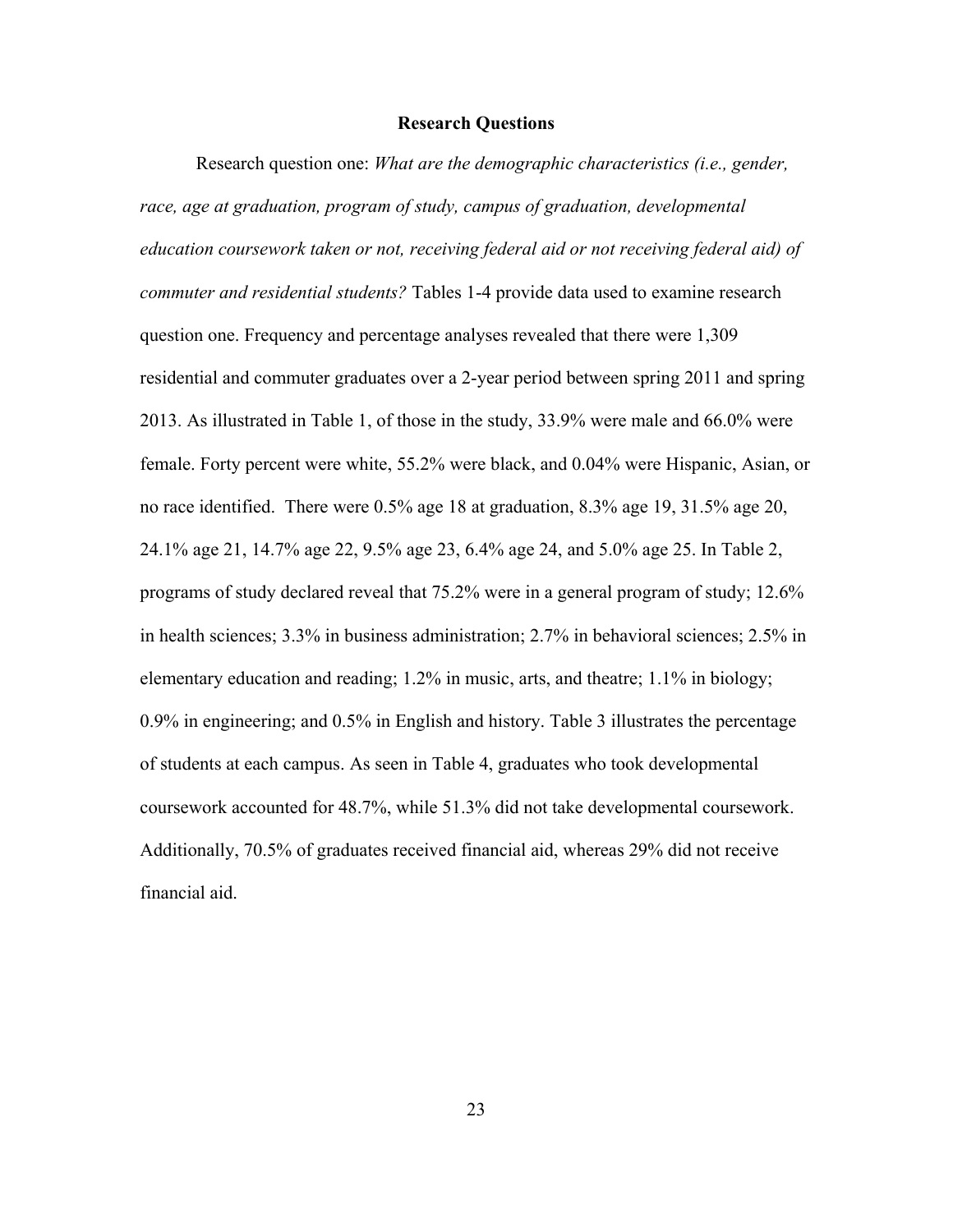**Research Questions**

Research question one: *What are the demographic characteristics (i.e., gender, race, age at graduation, program of study, campus of graduation, developmental education coursework taken or not, receiving federal aid or not receiving federal aid) of commuter and residential students?* Tables 1-4 provide data used to examine research question one. Frequency and percentage analyses revealed that there were 1,309 residential and commuter graduates over a 2-year period between spring 2011 and spring 2013. As illustrated in Table 1, of those in the study, 33.9% were male and 66.0% were female. Forty percent were white, 55.2% were black, and 0.04% were Hispanic, Asian, or no race identified. There were 0.5% age 18 at graduation, 8.3% age 19, 31.5% age 20, 24.1% age 21, 14.7% age 22, 9.5% age 23, 6.4% age 24, and 5.0% age 25. In Table 2, programs of study declared reveal that 75.2% were in a general program of study; 12.6% in health sciences; 3.3% in business administration; 2.7% in behavioral sciences; 2.5% in elementary education and reading; 1.2% in music, arts, and theatre; 1.1% in biology; 0.9% in engineering; and 0.5% in English and history. Table 3 illustrates the percentage of students at each campus. As seen in Table 4, graduates who took developmental coursework accounted for 48.7%, while 51.3% did not take developmental coursework. Additionally, 70.5% of graduates received financial aid, whereas 29% did not receive financial aid.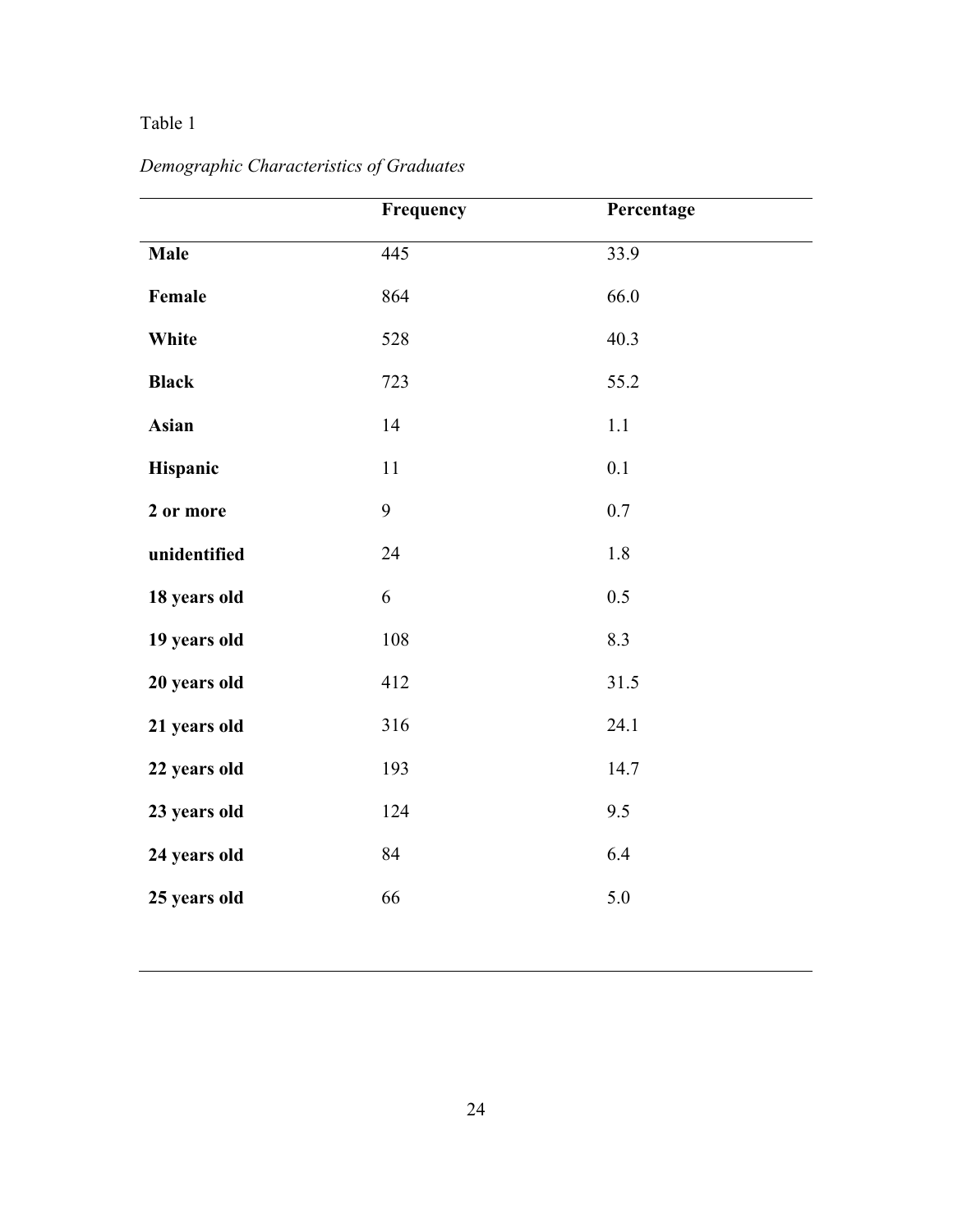Table 1

*Demographic Characteristics of Graduates*

| | Frequency | Percentage |
|---|---|---|
| **Male** | 445 | 33.9 |
| **Female** | 864 | 66.0 |
| **White** | 528 | 40.3 |
| **Black** | 723 | 55.2 |
| **Asian** | 14 | 1.1 |
| **Hispanic** | 11 | 0.1 |
| **2 or more** | 9 | 0.7 |
| **unidentified** | 24 | 1.8 |
| **18 years old** | 6 | 0.5 |
| **19 years old** | 108 | 8.3 |
| **20 years old** | 412 | 31.5 |
| **21 years old** | 316 | 24.1 |
| **22 years old** | 193 | 14.7 |
| **23 years old** | 124 | 9.5 |
| **24 years old** | 84 | 6.4 |
| **25 years old** | 66 | 5.0 |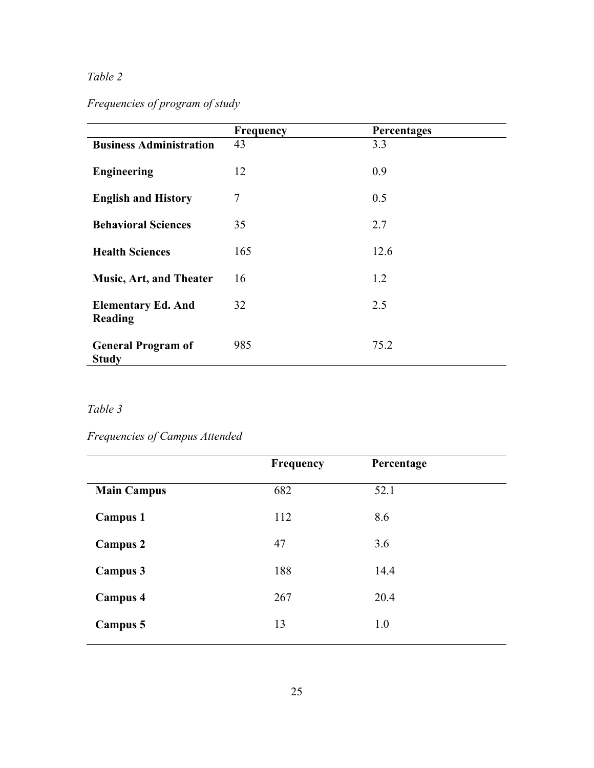*Table 2*

*Frequencies of program of study*

| | Frequency | Percentages |
|---|---|---|
| **Business Administration** | 43 | 3.3 |
| **Engineering** | 12 | 0.9 |
| **English and History** | 7 | 0.5 |
| **Behavioral Sciences** | 35 | 2.7 |
| **Health Sciences** | 165 | 12.6 |
| **Music, Art, and Theater** | 16 | 1.2 |
| **Elementary Ed. And Reading** | 32 | 2.5 |
| **General Program of Study** | 985 | 75.2 |

*Table 3*

*Frequencies of Campus Attended*

| | Frequency | Percentage |
|---|---|---|
| **Main Campus** | 682 | 52.1 |
| **Campus 1** | 112 | 8.6 |
| **Campus 2** | 47 | 3.6 |
| **Campus 3** | 188 | 14.4 |
| **Campus 4** | 267 | 20.4 |
| **Campus 5** | 13 | 1.0 |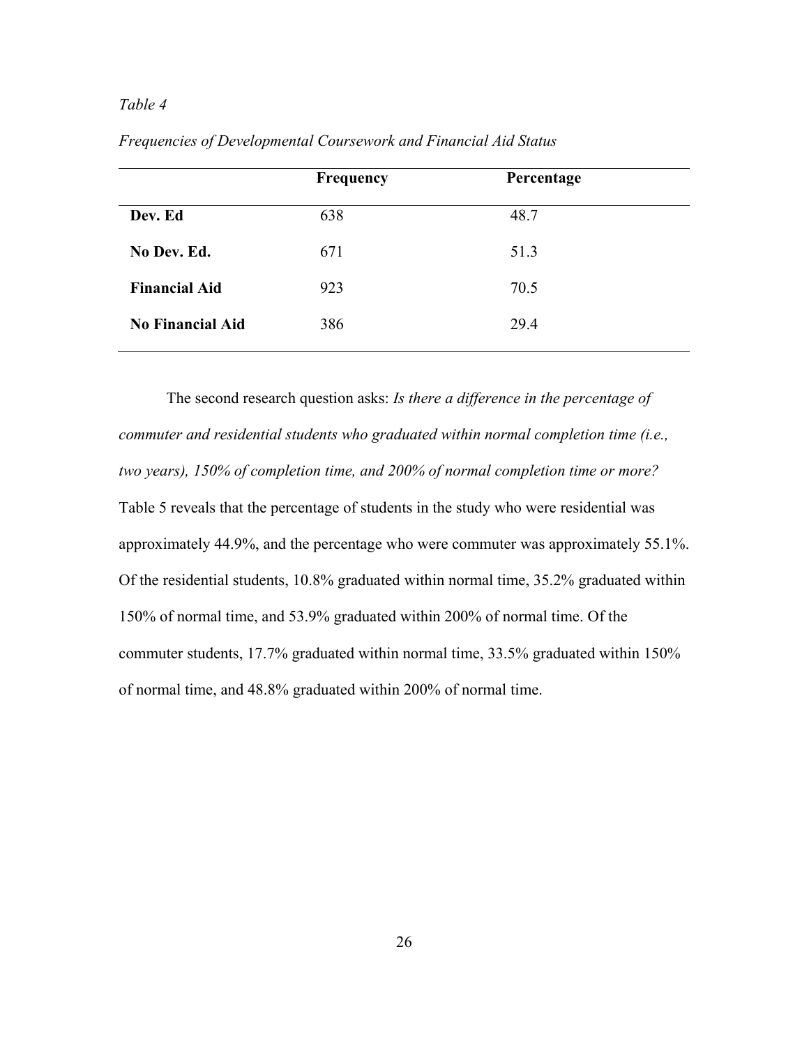*Table 4*

*Frequencies of Developmental Coursework and Financial Aid Status*

| | Frequency | Percentage |
|---|---|---|
| **Dev. Ed** | 638 | 48.7 |
| **No Dev. Ed.** | 671 | 51.3 |
| **Financial Aid** | 923 | 70.5 |
| **No Financial Aid** | 386 | 29.4 |

The second research question asks: *Is there a difference in the percentage of commuter and residential students who graduated within normal completion time (i.e., two years), 150% of completion time, and 200% of normal completion time or more?* Table 5 reveals that the percentage of students in the study who were residential was approximately 44.9%, and the percentage who were commuter was approximately 55.1%. Of the residential students, 10.8% graduated within normal time, 35.2% graduated within 150% of normal time, and 53.9% graduated within 200% of normal time. Of the commuter students, 17.7% graduated within normal time, 33.5% graduated within 150% of normal time, and 48.8% graduated within 200% of normal time.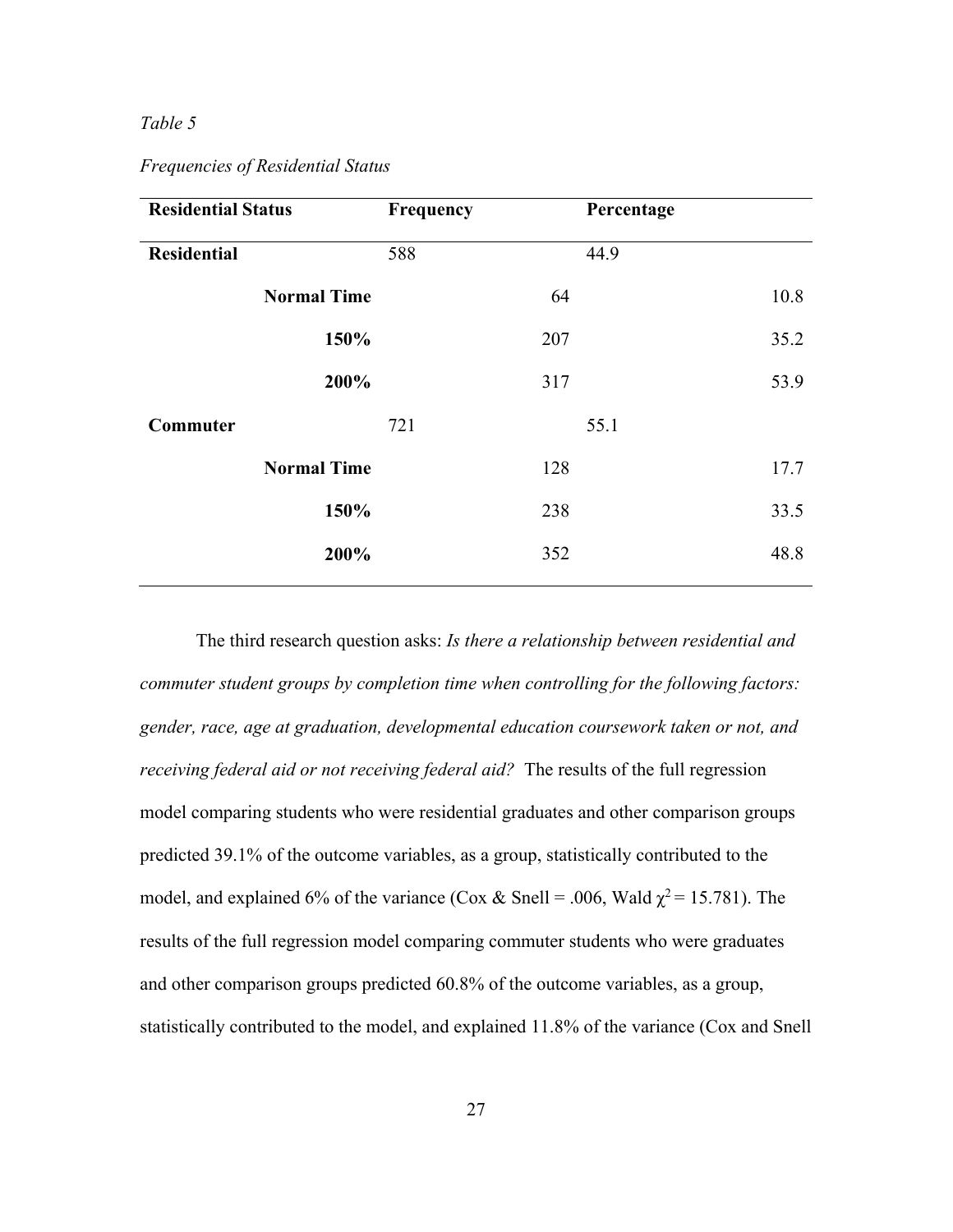*Table 5*

*Frequencies of Residential Status*

| Residential Status | Frequency | | Percentage | |
|---|---|---|---|---|
| **Residential** | 588 | | 44.9 | |
| **Normal Time** | | 64 | | 10.8 |
| **150%** | | 207 | | 35.2 |
| **200%** | | 317 | | 53.9 |
| **Commuter** | 721 | | 55.1 | |
| **Normal Time** | | 128 | | 17.7 |
| **150%** | | 238 | | 33.5 |
| **200%** | | 352 | | 48.8 |

The third research question asks: *Is there a relationship between residential and commuter student groups by completion time when controlling for the following factors: gender, race, age at graduation, developmental education coursework taken or not, and receiving federal aid or not receiving federal aid?* The results of the full regression model comparing students who were residential graduates and other comparison groups predicted 39.1% of the outcome variables, as a group, statistically contributed to the model, and explained 6% of the variance (Cox & Snell = .006, Wald $\chi^2 = 15.781$). The results of the full regression model comparing commuter students who were graduates and other comparison groups predicted 60.8% of the outcome variables, as a group, statistically contributed to the model, and explained 11.8% of the variance (Cox and Snell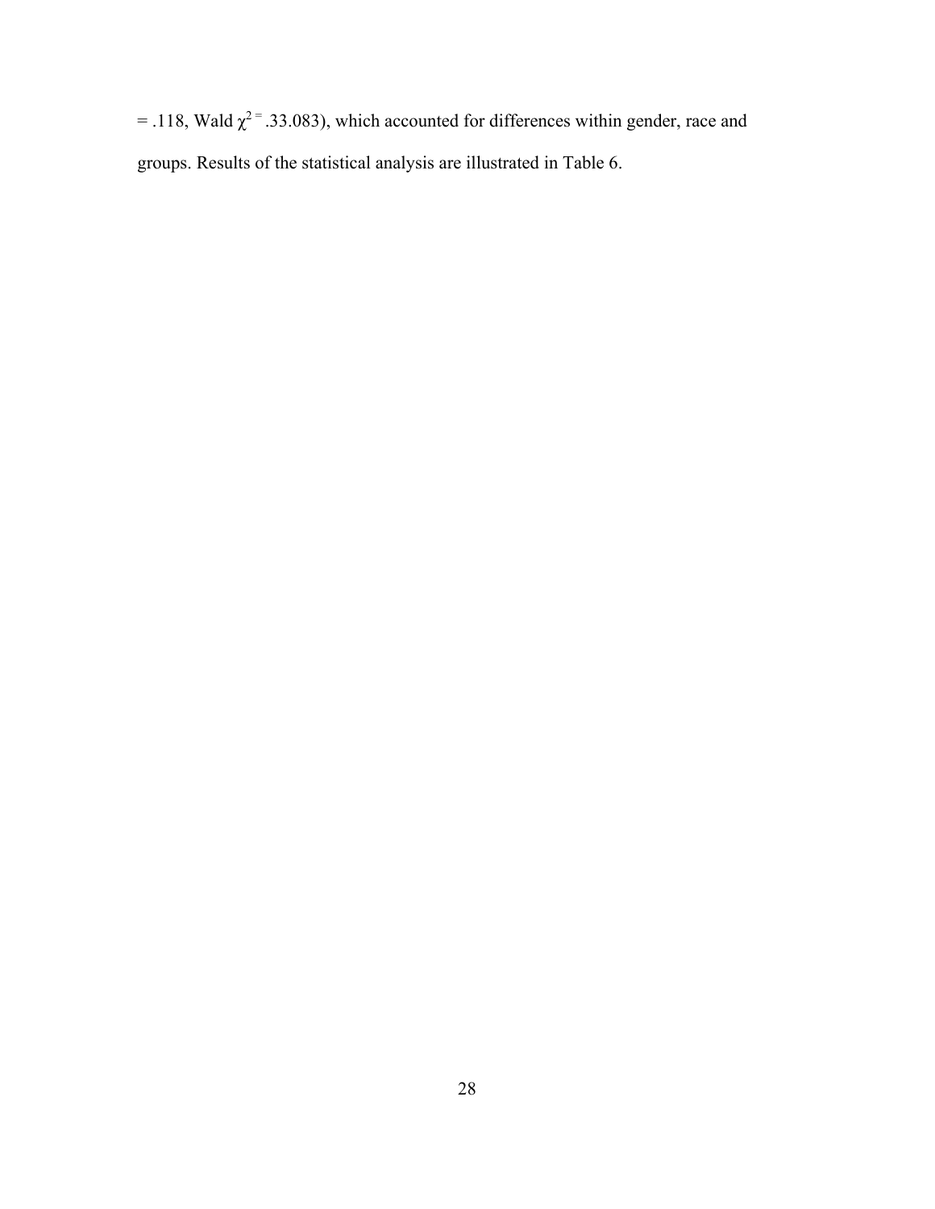= .118, Wald $\chi^{2 =}$ .33.083), which accounted for differences within gender, race and groups. Results of the statistical analysis are illustrated in Table 6.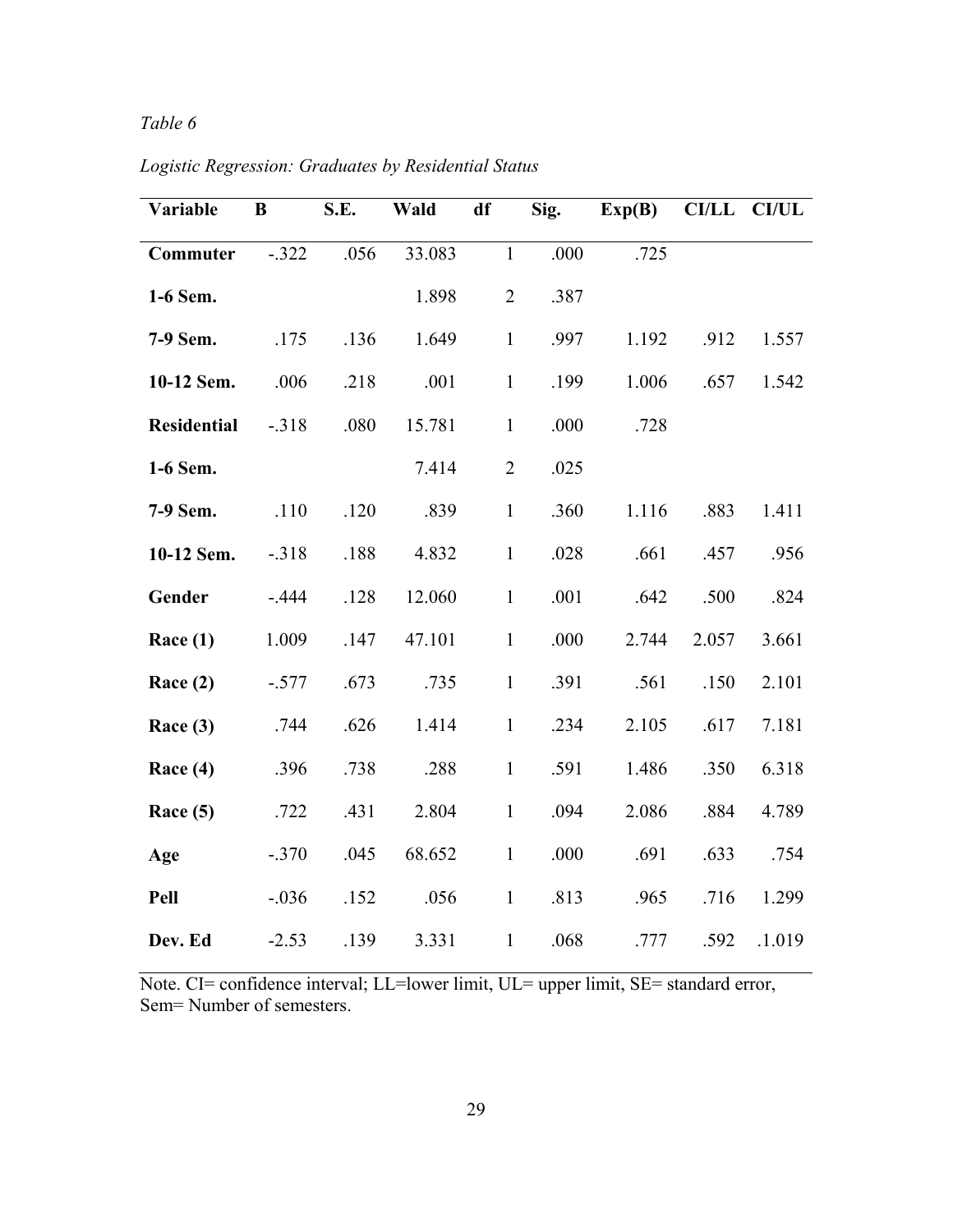*Table 6*

*Logistic Regression: Graduates by Residential Status*

| Variable | B | S.E. | Wald | df | Sig. | Exp(B) | CI/LL | CI/UL |
|---|---|---|---|---|---|---|---|---|
| **Commuter** | -.322 | .056 | 33.083 | 1 | .000 | .725 | | |
| **1-6 Sem.** | | | 1.898 | 2 | .387 | | | |
| **7-9 Sem.** | .175 | .136 | 1.649 | 1 | .997 | 1.192 | .912 | 1.557 |
| **10-12 Sem.** | .006 | .218 | .001 | 1 | .199 | 1.006 | .657 | 1.542 |
| **Residential** | -.318 | .080 | 15.781 | 1 | .000 | .728 | | |
| **1-6 Sem.** | | | 7.414 | 2 | .025 | | | |
| **7-9 Sem.** | .110 | .120 | .839 | 1 | .360 | 1.116 | .883 | 1.411 |
| **10-12 Sem.** | -.318 | .188 | 4.832 | 1 | .028 | .661 | .457 | .956 |
| **Gender** | -.444 | .128 | 12.060 | 1 | .001 | .642 | .500 | .824 |
| **Race (1)** | 1.009 | .147 | 47.101 | 1 | .000 | 2.744 | 2.057 | 3.661 |
| **Race (2)** | -.577 | .673 | .735 | 1 | .391 | .561 | .150 | 2.101 |
| **Race (3)** | .744 | .626 | 1.414 | 1 | .234 | 2.105 | .617 | 7.181 |
| **Race (4)** | .396 | .738 | .288 | 1 | .591 | 1.486 | .350 | 6.318 |
| **Race (5)** | .722 | .431 | 2.804 | 1 | .094 | 2.086 | .884 | 4.789 |
| **Age** | -.370 | .045 | 68.652 | 1 | .000 | .691 | .633 | .754 |
| **Pell** | -.036 | .152 | .056 | 1 | .813 | .965 | .716 | 1.299 |
| **Dev. Ed** | -2.53 | .139 | 3.331 | 1 | .068 | .777 | .592 | .1.019 |

Note. CI= confidence interval; LL=lower limit, UL= upper limit, SE= standard error, Sem= Number of semesters.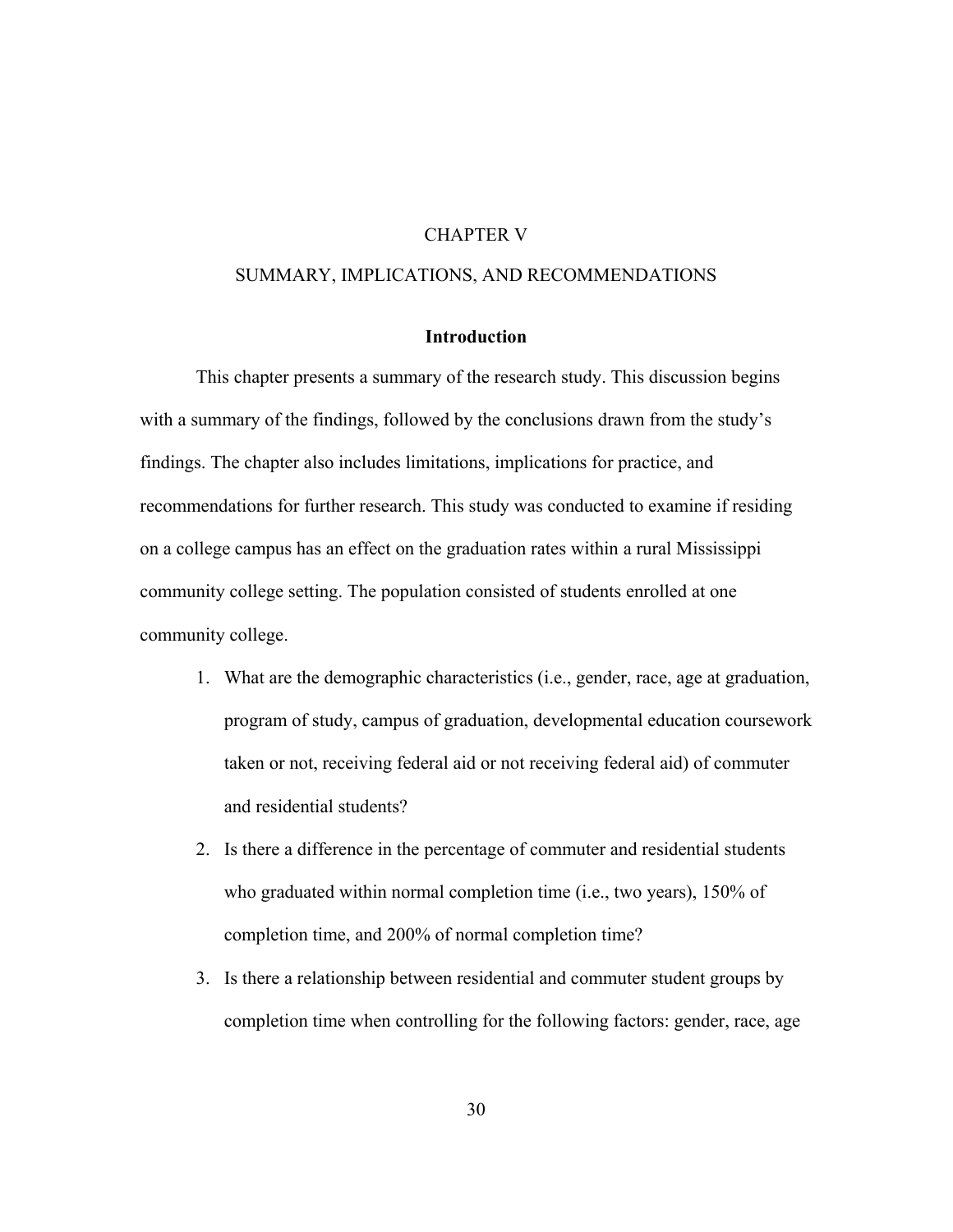# CHAPTER V

# SUMMARY, IMPLICATIONS, AND RECOMMENDATIONS

## Introduction

This chapter presents a summary of the research study. This discussion begins with a summary of the findings, followed by the conclusions drawn from the study's findings. The chapter also includes limitations, implications for practice, and recommendations for further research. This study was conducted to examine if residing on a college campus has an effect on the graduation rates within a rural Mississippi community college setting. The population consisted of students enrolled at one community college.

1. What are the demographic characteristics (i.e., gender, race, age at graduation, program of study, campus of graduation, developmental education coursework taken or not, receiving federal aid or not receiving federal aid) of commuter and residential students?
2. Is there a difference in the percentage of commuter and residential students who graduated within normal completion time (i.e., two years), 150% of completion time, and 200% of normal completion time?
3. Is there a relationship between residential and commuter student groups by completion time when controlling for the following factors: gender, race, age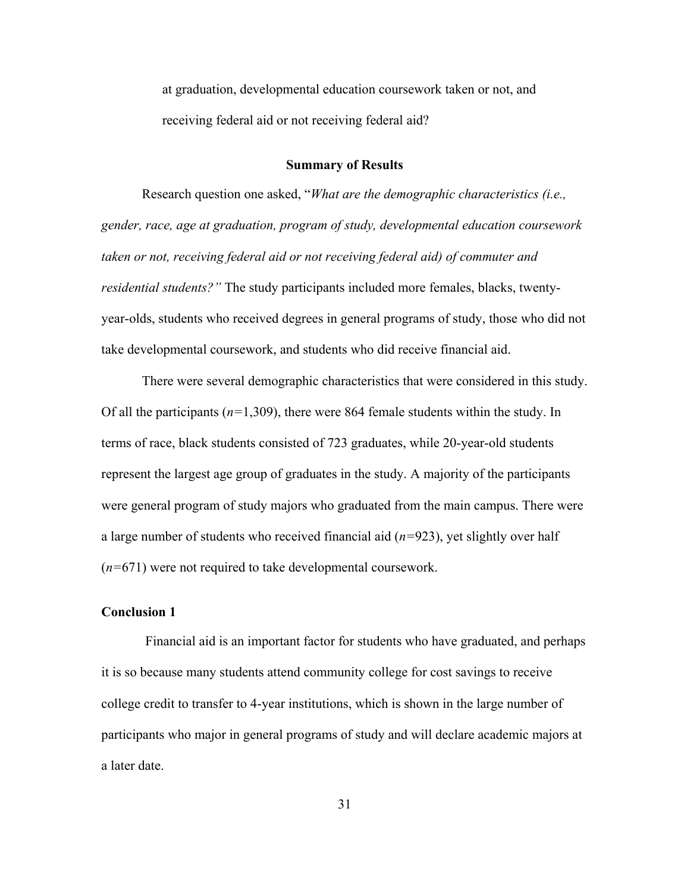at graduation, developmental education coursework taken or not, and receiving federal aid or not receiving federal aid?

## Summary of Results

Research question one asked, "*What are the demographic characteristics (i.e., gender, race, age at graduation, program of study, developmental education coursework taken or not, receiving federal aid or not receiving federal aid) of commuter and residential students?"* The study participants included more females, blacks, twenty-year-olds, students who received degrees in general programs of study, those who did not take developmental coursework, and students who did receive financial aid.

There were several demographic characteristics that were considered in this study. Of all the participants (*n*=1,309), there were 864 female students within the study. In terms of race, black students consisted of 723 graduates, while 20-year-old students represent the largest age group of graduates in the study. A majority of the participants were general program of study majors who graduated from the main campus. There were a large number of students who received financial aid (*n*=923), yet slightly over half (*n*=671) were not required to take developmental coursework.

### Conclusion 1

Financial aid is an important factor for students who have graduated, and perhaps it is so because many students attend community college for cost savings to receive college credit to transfer to 4-year institutions, which is shown in the large number of participants who major in general programs of study and will declare academic majors at a later date.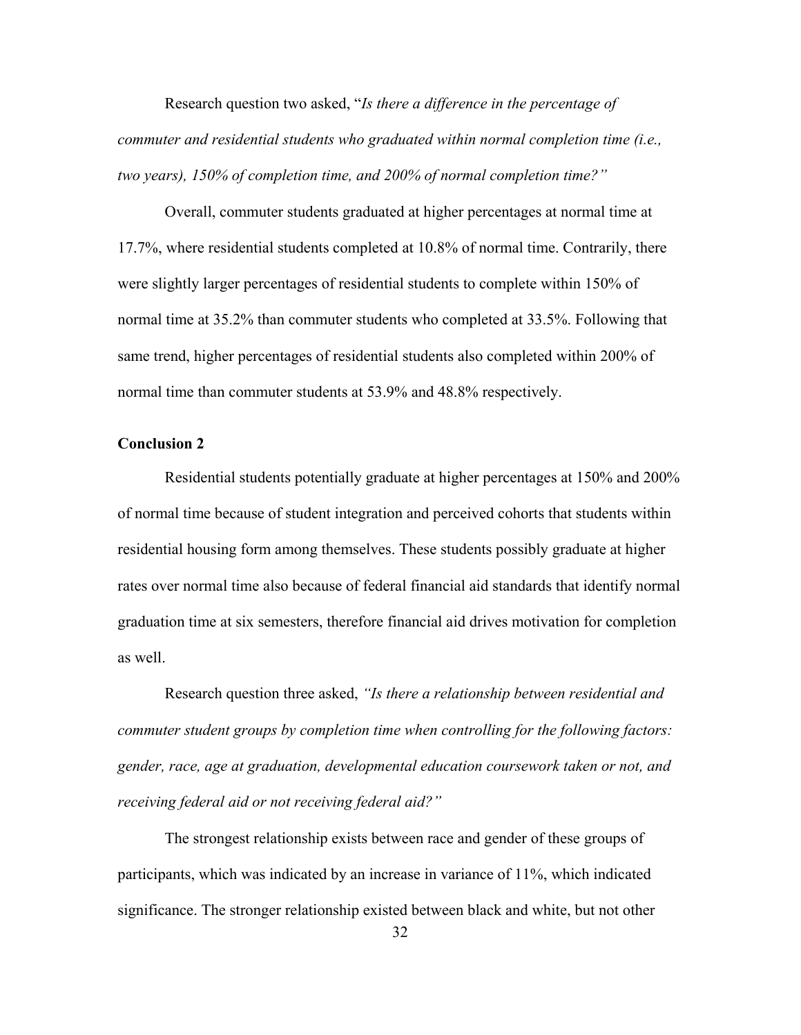Research question two asked, "*Is there a difference in the percentage of commuter and residential students who graduated within normal completion time (i.e., two years), 150% of completion time, and 200% of normal completion time?"*

Overall, commuter students graduated at higher percentages at normal time at 17.7%, where residential students completed at 10.8% of normal time. Contrarily, there were slightly larger percentages of residential students to complete within 150% of normal time at 35.2% than commuter students who completed at 33.5%. Following that same trend, higher percentages of residential students also completed within 200% of normal time than commuter students at 53.9% and 48.8% respectively.

**Conclusion 2**

Residential students potentially graduate at higher percentages at 150% and 200% of normal time because of student integration and perceived cohorts that students within residential housing form among themselves. These students possibly graduate at higher rates over normal time also because of federal financial aid standards that identify normal graduation time at six semesters, therefore financial aid drives motivation for completion as well.

Research question three asked, *"Is there a relationship between residential and commuter student groups by completion time when controlling for the following factors: gender, race, age at graduation, developmental education coursework taken or not, and receiving federal aid or not receiving federal aid?"*

The strongest relationship exists between race and gender of these groups of participants, which was indicated by an increase in variance of 11%, which indicated significance. The stronger relationship existed between black and white, but not other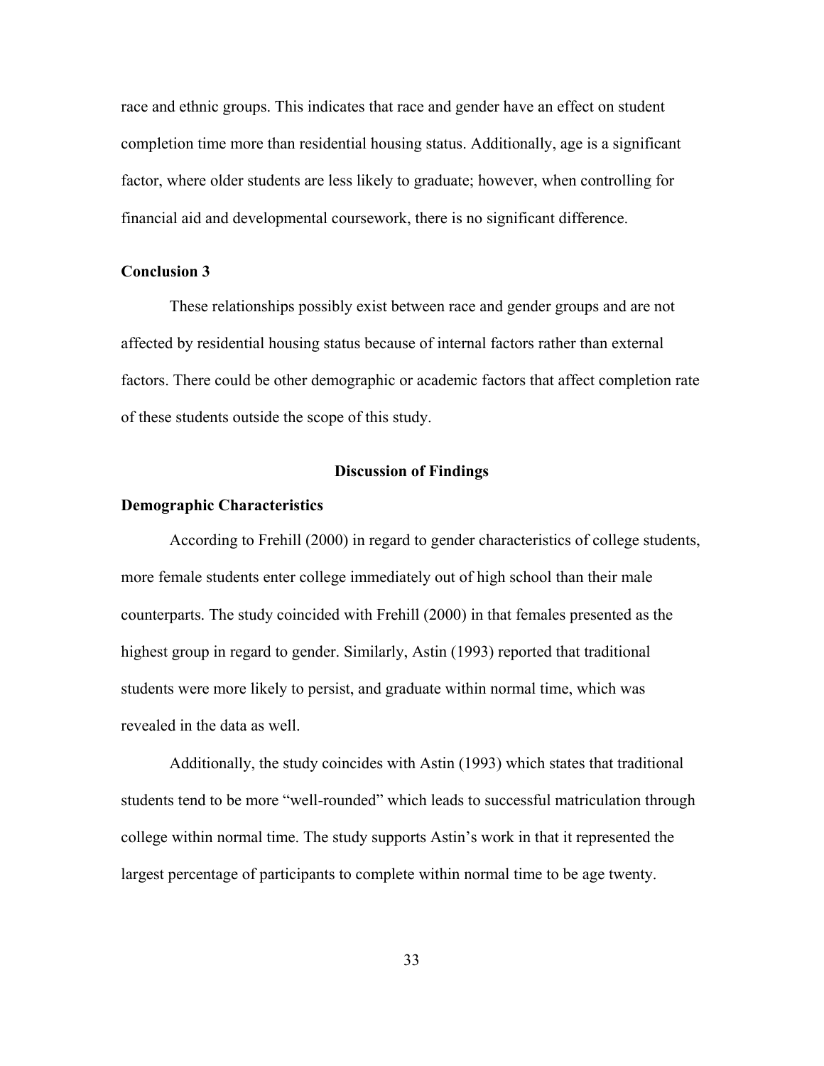race and ethnic groups. This indicates that race and gender have an effect on student completion time more than residential housing status. Additionally, age is a significant factor, where older students are less likely to graduate; however, when controlling for financial aid and developmental coursework, there is no significant difference.

### Conclusion 3

These relationships possibly exist between race and gender groups and are not affected by residential housing status because of internal factors rather than external factors. There could be other demographic or academic factors that affect completion rate of these students outside the scope of this study.

## Discussion of Findings

### Demographic Characteristics

According to Frehill (2000) in regard to gender characteristics of college students, more female students enter college immediately out of high school than their male counterparts. The study coincided with Frehill (2000) in that females presented as the highest group in regard to gender. Similarly, Astin (1993) reported that traditional students were more likely to persist, and graduate within normal time, which was revealed in the data as well.

Additionally, the study coincides with Astin (1993) which states that traditional students tend to be more "well-rounded" which leads to successful matriculation through college within normal time. The study supports Astin's work in that it represented the largest percentage of participants to complete within normal time to be age twenty.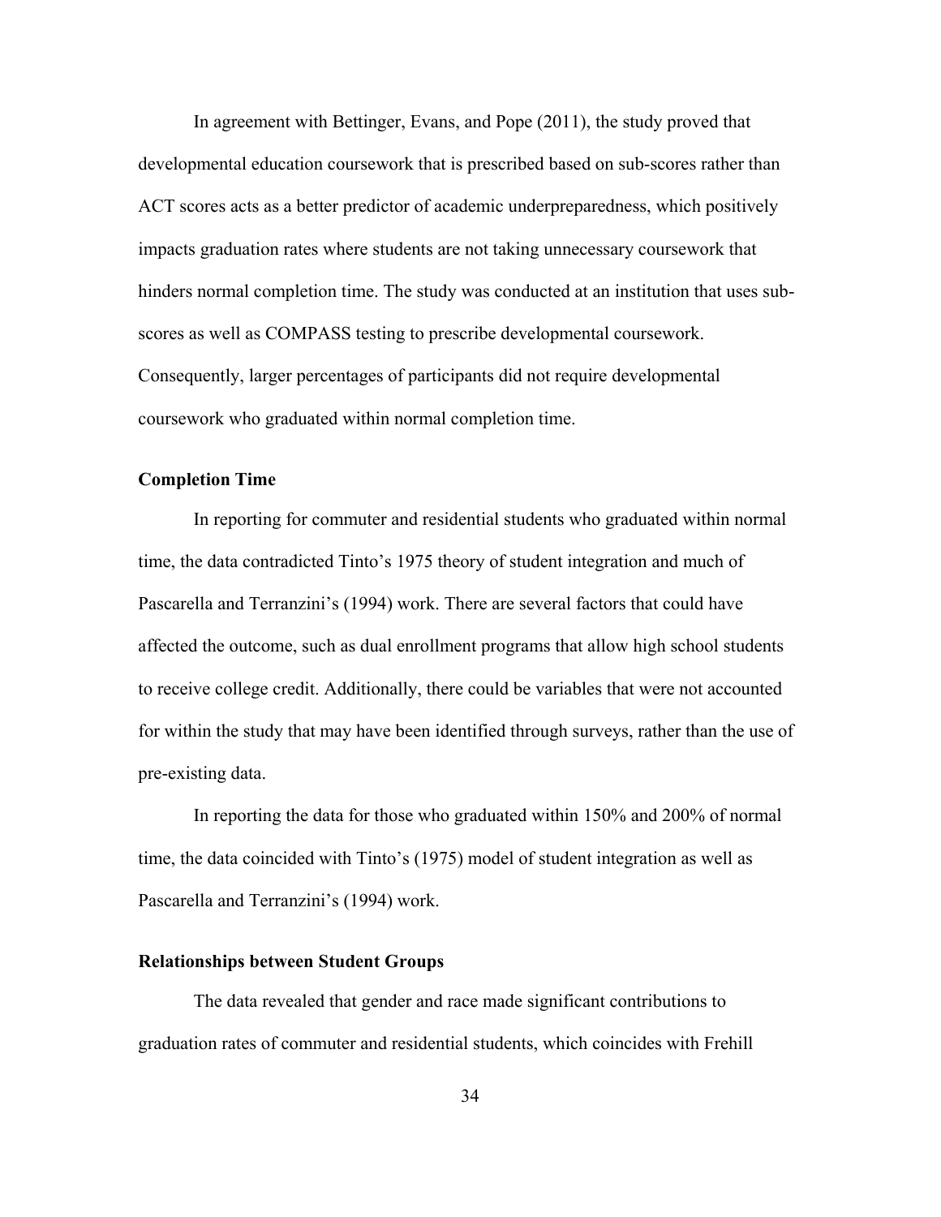In agreement with Bettinger, Evans, and Pope (2011), the study proved that developmental education coursework that is prescribed based on sub-scores rather than ACT scores acts as a better predictor of academic underpreparedness, which positively impacts graduation rates where students are not taking unnecessary coursework that hinders normal completion time. The study was conducted at an institution that uses sub-scores as well as COMPASS testing to prescribe developmental coursework. Consequently, larger percentages of participants did not require developmental coursework who graduated within normal completion time.

### Completion Time

In reporting for commuter and residential students who graduated within normal time, the data contradicted Tinto's 1975 theory of student integration and much of Pascarella and Terranzini's (1994) work. There are several factors that could have affected the outcome, such as dual enrollment programs that allow high school students to receive college credit. Additionally, there could be variables that were not accounted for within the study that may have been identified through surveys, rather than the use of pre-existing data.

In reporting the data for those who graduated within 150% and 200% of normal time, the data coincided with Tinto's (1975) model of student integration as well as Pascarella and Terranzini's (1994) work.

### Relationships between Student Groups

The data revealed that gender and race made significant contributions to graduation rates of commuter and residential students, which coincides with Frehill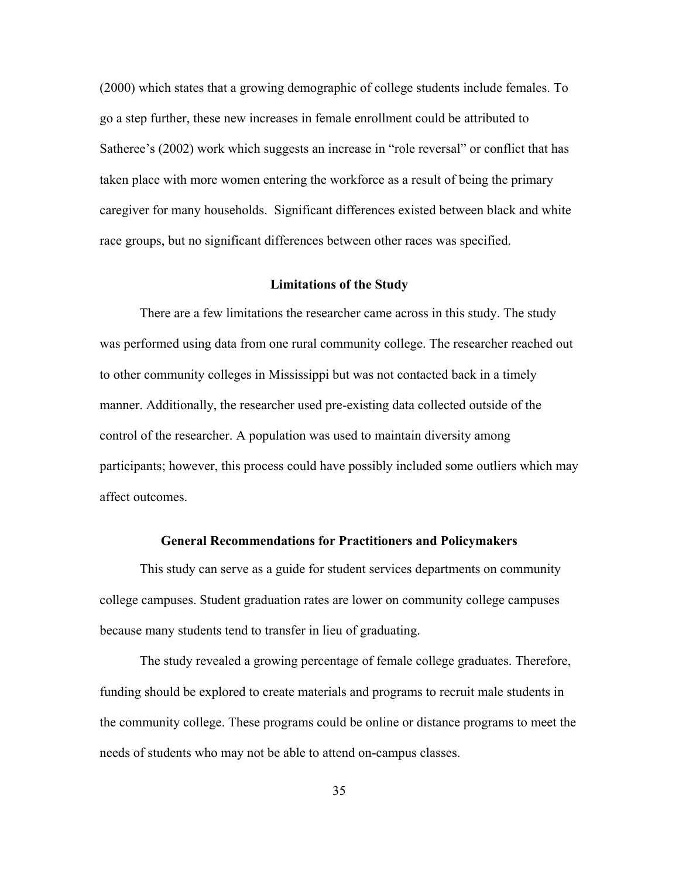(2000) which states that a growing demographic of college students include females. To go a step further, these new increases in female enrollment could be attributed to Satheree's (2002) work which suggests an increase in "role reversal" or conflict that has taken place with more women entering the workforce as a result of being the primary caregiver for many households. Significant differences existed between black and white race groups, but no significant differences between other races was specified.

## Limitations of the Study

There are a few limitations the researcher came across in this study. The study was performed using data from one rural community college. The researcher reached out to other community colleges in Mississippi but was not contacted back in a timely manner. Additionally, the researcher used pre-existing data collected outside of the control of the researcher. A population was used to maintain diversity among participants; however, this process could have possibly included some outliers which may affect outcomes.

## General Recommendations for Practitioners and Policymakers

This study can serve as a guide for student services departments on community college campuses. Student graduation rates are lower on community college campuses because many students tend to transfer in lieu of graduating.

The study revealed a growing percentage of female college graduates. Therefore, funding should be explored to create materials and programs to recruit male students in the community college. These programs could be online or distance programs to meet the needs of students who may not be able to attend on-campus classes.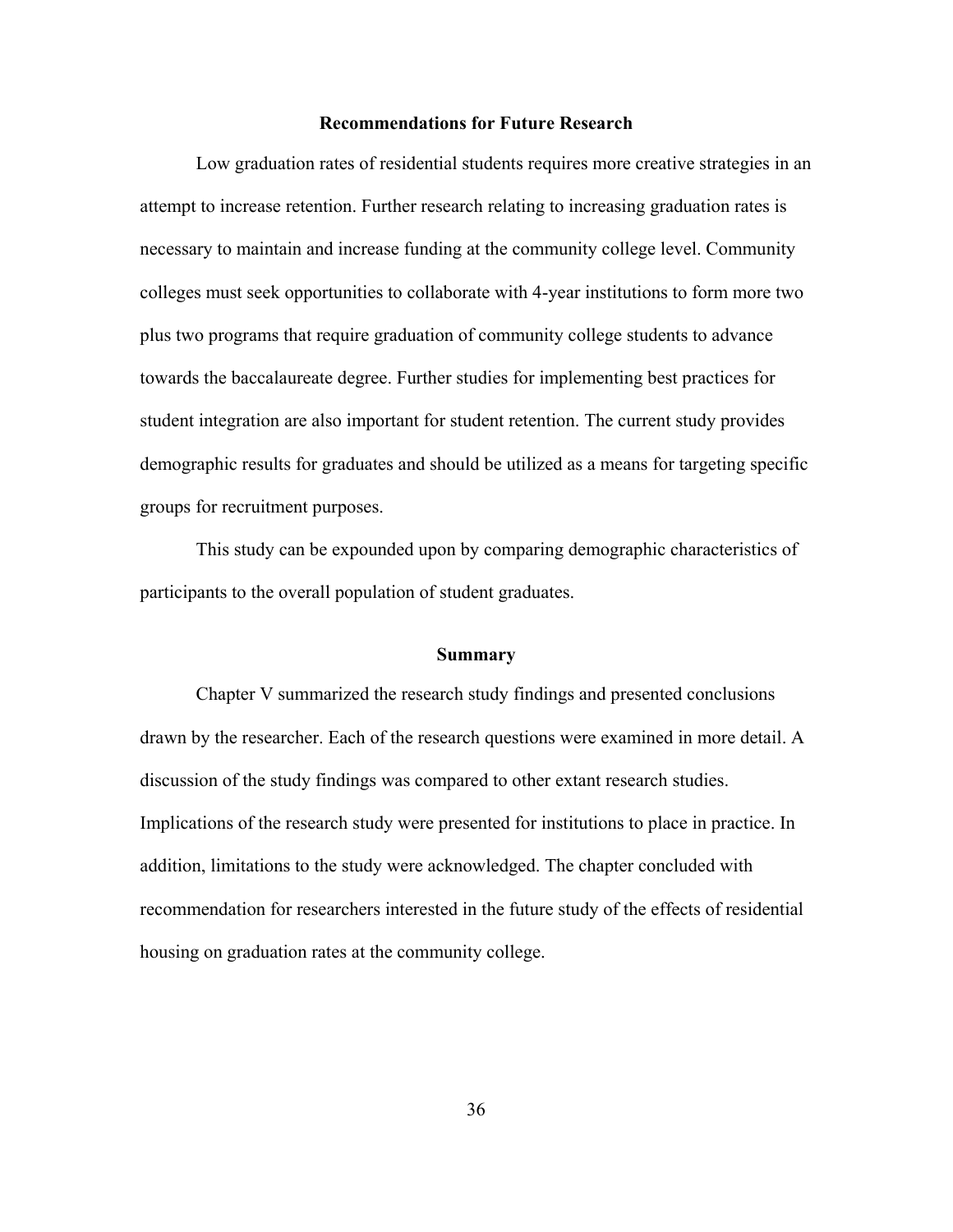## Recommendations for Future Research

Low graduation rates of residential students requires more creative strategies in an attempt to increase retention. Further research relating to increasing graduation rates is necessary to maintain and increase funding at the community college level. Community colleges must seek opportunities to collaborate with 4-year institutions to form more two plus two programs that require graduation of community college students to advance towards the baccalaureate degree. Further studies for implementing best practices for student integration are also important for student retention. The current study provides demographic results for graduates and should be utilized as a means for targeting specific groups for recruitment purposes.

This study can be expounded upon by comparing demographic characteristics of participants to the overall population of student graduates.

## Summary

Chapter V summarized the research study findings and presented conclusions drawn by the researcher. Each of the research questions were examined in more detail. A discussion of the study findings was compared to other extant research studies. Implications of the research study were presented for institutions to place in practice. In addition, limitations to the study were acknowledged. The chapter concluded with recommendation for researchers interested in the future study of the effects of residential housing on graduation rates at the community college.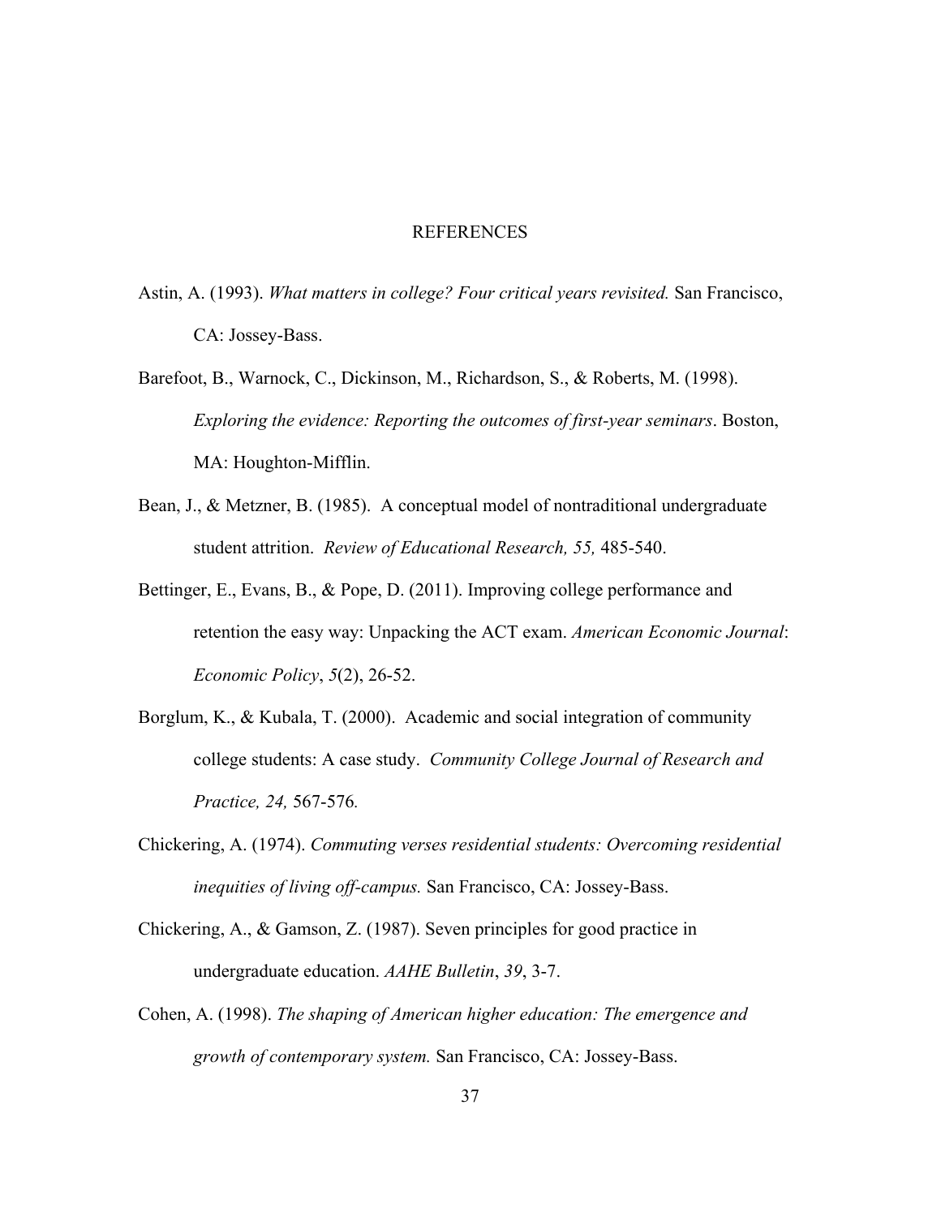# REFERENCES

Astin, A. (1993). *What matters in college? Four critical years revisited.* San Francisco, CA: Jossey-Bass.

Barefoot, B., Warnock, C., Dickinson, M., Richardson, S., & Roberts, M. (1998). *Exploring the evidence: Reporting the outcomes of first-year seminars*. Boston, MA: Houghton-Mifflin.

Bean, J., & Metzner, B. (1985). A conceptual model of nontraditional undergraduate student attrition. *Review of Educational Research, 55,* 485-540.

Bettinger, E., Evans, B., & Pope, D. (2011). Improving college performance and retention the easy way: Unpacking the ACT exam. *American Economic Journal*: *Economic Policy*, *5*(2), 26-52.

Borglum, K., & Kubala, T. (2000). Academic and social integration of community college students: A case study. *Community College Journal of Research and Practice, 24,* 567-576*.*

Chickering, A. (1974). *Commuting verses residential students: Overcoming residential inequities of living off-campus.* San Francisco, CA: Jossey-Bass.

Chickering, A., & Gamson, Z. (1987). Seven principles for good practice in undergraduate education. *AAHE Bulletin*, *39*, 3-7.

Cohen, A. (1998). *The shaping of American higher education: The emergence and growth of contemporary system.* San Francisco, CA: Jossey-Bass.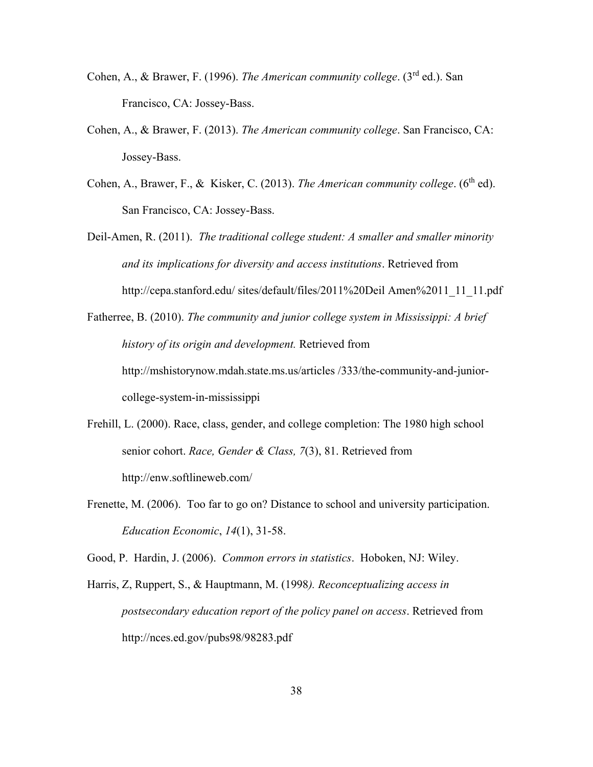Cohen, A., & Brawer, F. (1996). *The American community college*. (3rd ed.). San Francisco, CA: Jossey-Bass.

Cohen, A., & Brawer, F. (2013). *The American community college*. San Francisco, CA: Jossey-Bass.

Cohen, A., Brawer, F., & Kisker, C. (2013). *The American community college*. (6th ed). San Francisco, CA: Jossey-Bass.

Deil-Amen, R. (2011). *The traditional college student: A smaller and smaller minority and its implications for diversity and access institutions*. Retrieved from http://cepa.stanford.edu/ sites/default/files/2011%20Deil Amen%2011_11_11.pdf

Fatherree, B. (2010). *The community and junior college system in Mississippi: A brief history of its origin and development.* Retrieved from http://mshistorynow.mdah.state.ms.us/articles /333/the-community-and-junior-college-system-in-mississippi

Frehill, L. (2000). Race, class, gender, and college completion: The 1980 high school senior cohort. *Race, Gender & Class, 7*(3), 81. Retrieved from http://enw.softlineweb.com/

Frenette, M. (2006). Too far to go on? Distance to school and university participation. *Education Economic*, *14*(1), 31-58.

Good, P. Hardin, J. (2006). *Common errors in statistics*. Hoboken, NJ: Wiley.

Harris, Z, Ruppert, S., & Hauptmann, M. (1998*). Reconceptualizing access in postsecondary education report of the policy panel on access*. Retrieved from http://nces.ed.gov/pubs98/98283.pdf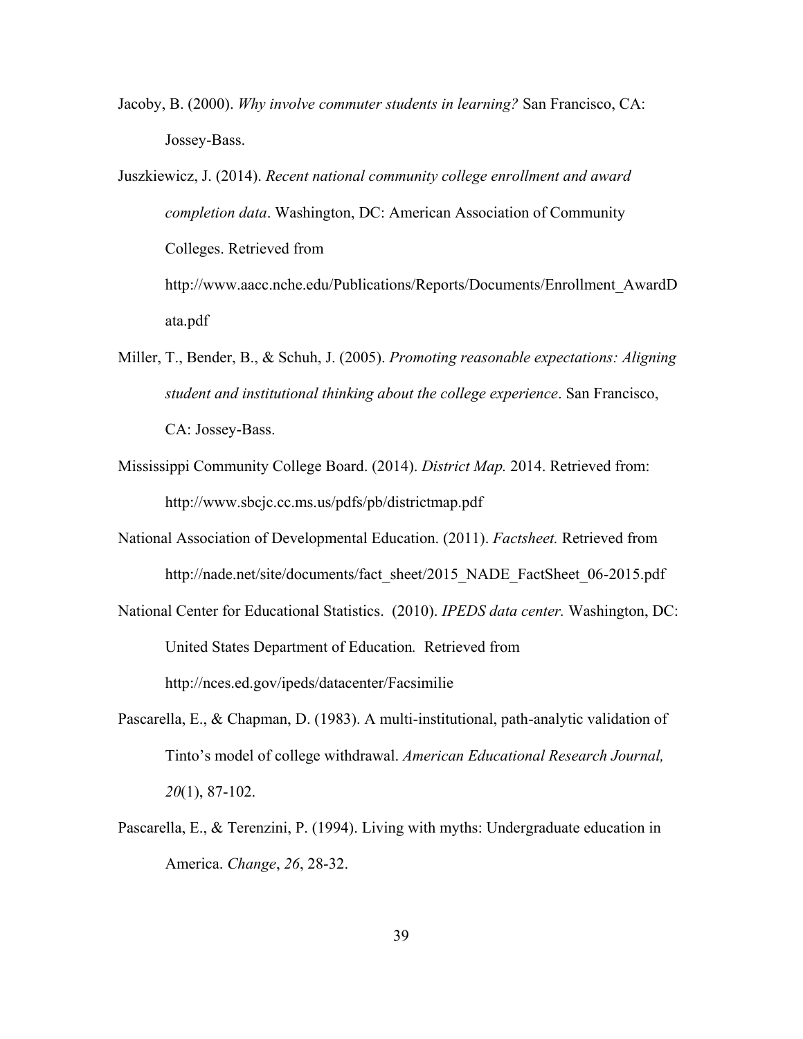Jacoby, B. (2000). *Why involve commuter students in learning?* San Francisco, CA: Jossey-Bass.

Juszkiewicz, J. (2014). *Recent national community college enrollment and award completion data*. Washington, DC: American Association of Community Colleges. Retrieved from http://www.aacc.nche.edu/Publications/Reports/Documents/Enrollment_AwardData.pdf

Miller, T., Bender, B., & Schuh, J. (2005). *Promoting reasonable expectations: Aligning student and institutional thinking about the college experience*. San Francisco, CA: Jossey-Bass.

Mississippi Community College Board. (2014). *District Map.* 2014. Retrieved from: http://www.sbcjc.cc.ms.us/pdfs/pb/districtmap.pdf

National Association of Developmental Education. (2011). *Factsheet.* Retrieved from http://nade.net/site/documents/fact_sheet/2015_NADE_FactSheet_06-2015.pdf

National Center for Educational Statistics. (2010). *IPEDS data center.* Washington, DC: United States Department of Education*.* Retrieved from http://nces.ed.gov/ipeds/datacenter/Facsimilie

Pascarella, E., & Chapman, D. (1983). A multi-institutional, path-analytic validation of Tinto's model of college withdrawal. *American Educational Research Journal, 20*(1), 87-102.

Pascarella, E., & Terenzini, P. (1994). Living with myths: Undergraduate education in America. *Change*, *26*, 28-32.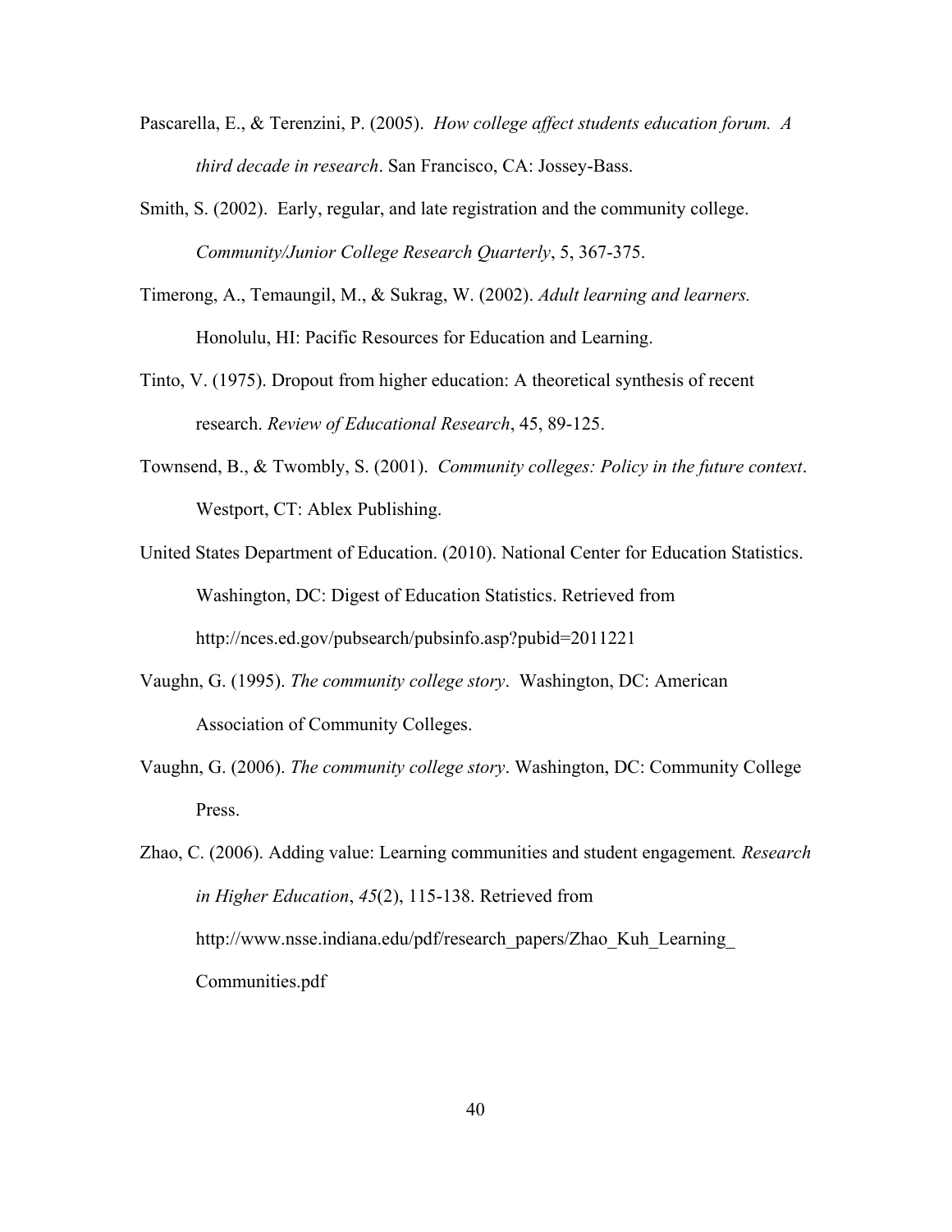Pascarella, E., & Terenzini, P. (2005). *How college affect students education forum. A third decade in research*. San Francisco, CA: Jossey-Bass.

Smith, S. (2002). Early, regular, and late registration and the community college. *Community/Junior College Research Quarterly*, 5, 367-375.

Timerong, A., Temaungil, M., & Sukrag, W. (2002). *Adult learning and learners.* Honolulu, HI: Pacific Resources for Education and Learning.

Tinto, V. (1975). Dropout from higher education: A theoretical synthesis of recent research. *Review of Educational Research*, 45, 89-125.

Townsend, B., & Twombly, S. (2001). *Community colleges: Policy in the future context*. Westport, CT: Ablex Publishing.

United States Department of Education. (2010). National Center for Education Statistics. Washington, DC: Digest of Education Statistics. Retrieved from http://nces.ed.gov/pubsearch/pubsinfo.asp?pubid=2011221

Vaughn, G. (1995). *The community college story*. Washington, DC: American Association of Community Colleges.

Vaughn, G. (2006). *The community college story*. Washington, DC: Community College Press.

Zhao, C. (2006). Adding value: Learning communities and student engagement*. Research in Higher Education*, *45*(2), 115-138. Retrieved from http://www.nsse.indiana.edu/pdf/research_papers/Zhao_Kuh_Learning_Communities.pdf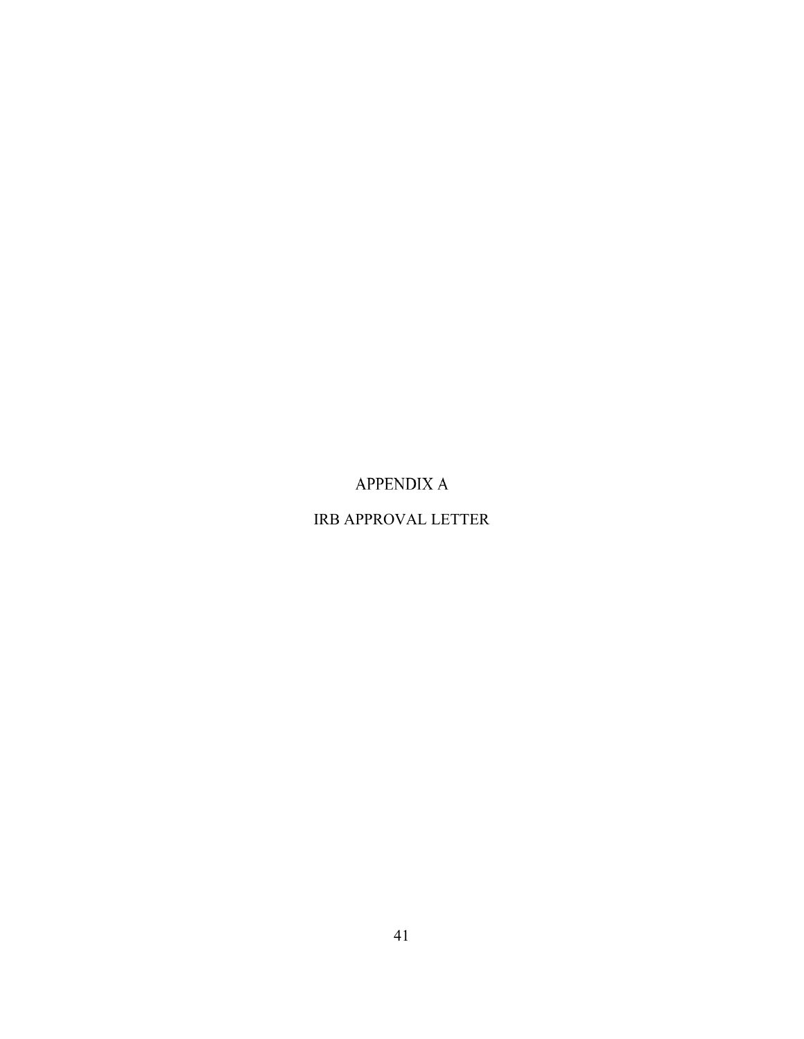# APPENDIX A

## IRB APPROVAL LETTER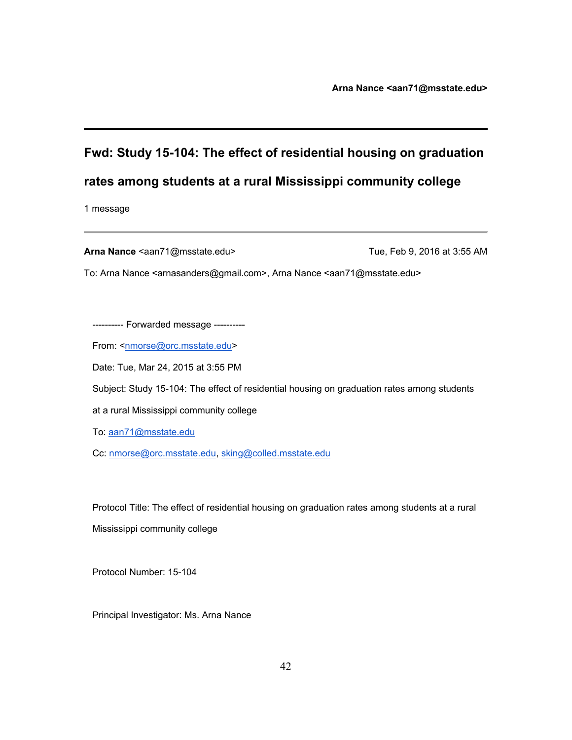**Arna Nance <aan71@msstate.edu>**

---

## Fwd: Study 15-104: The effect of residential housing on graduation rates among students at a rural Mississippi community college

1 message

---

**Arna Nance** <aan71@msstate.edu> Tue, Feb 9, 2016 at 3:55 AM

To: Arna Nance <arnasanders@gmail.com>, Arna Nance <aan71@msstate.edu>

---------- Forwarded message ----------

From: <nmorse@orc.msstate.edu>

Date: Tue, Mar 24, 2015 at 3:55 PM

Subject: Study 15-104: The effect of residential housing on graduation rates among students at a rural Mississippi community college

To: aan71@msstate.edu

Cc: nmorse@orc.msstate.edu, sking@colled.msstate.edu

Protocol Title: The effect of residential housing on graduation rates among students at a rural Mississippi community college

Protocol Number: 15-104

Principal Investigator: Ms. Arna Nance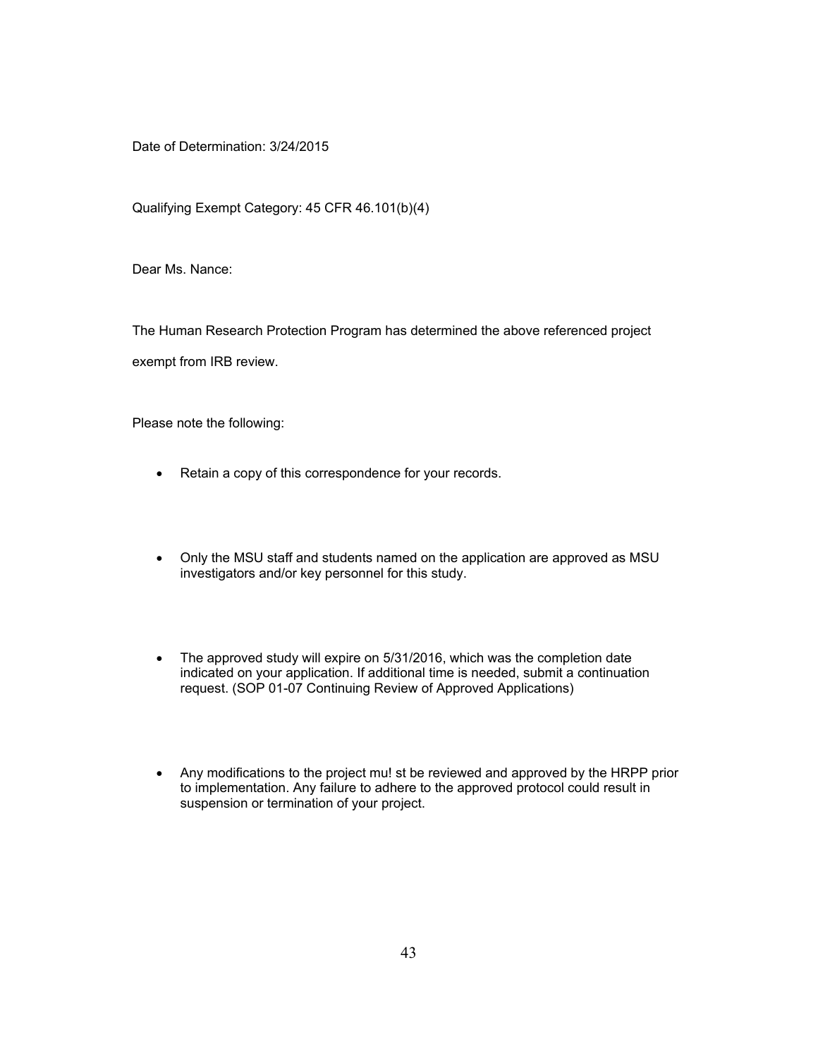Date of Determination: 3/24/2015

Qualifying Exempt Category: 45 CFR 46.101(b)(4)

Dear Ms. Nance:

The Human Research Protection Program has determined the above referenced project exempt from IRB review.

Please note the following:

- Retain a copy of this correspondence for your records.

- Only the MSU staff and students named on the application are approved as MSU investigators and/or key personnel for this study.

- The approved study will expire on 5/31/2016, which was the completion date indicated on your application. If additional time is needed, submit a continuation request. (SOP 01-07 Continuing Review of Approved Applications)

- Any modifications to the project mu! st be reviewed and approved by the HRPP prior to implementation. Any failure to adhere to the approved protocol could result in suspension or termination of your project.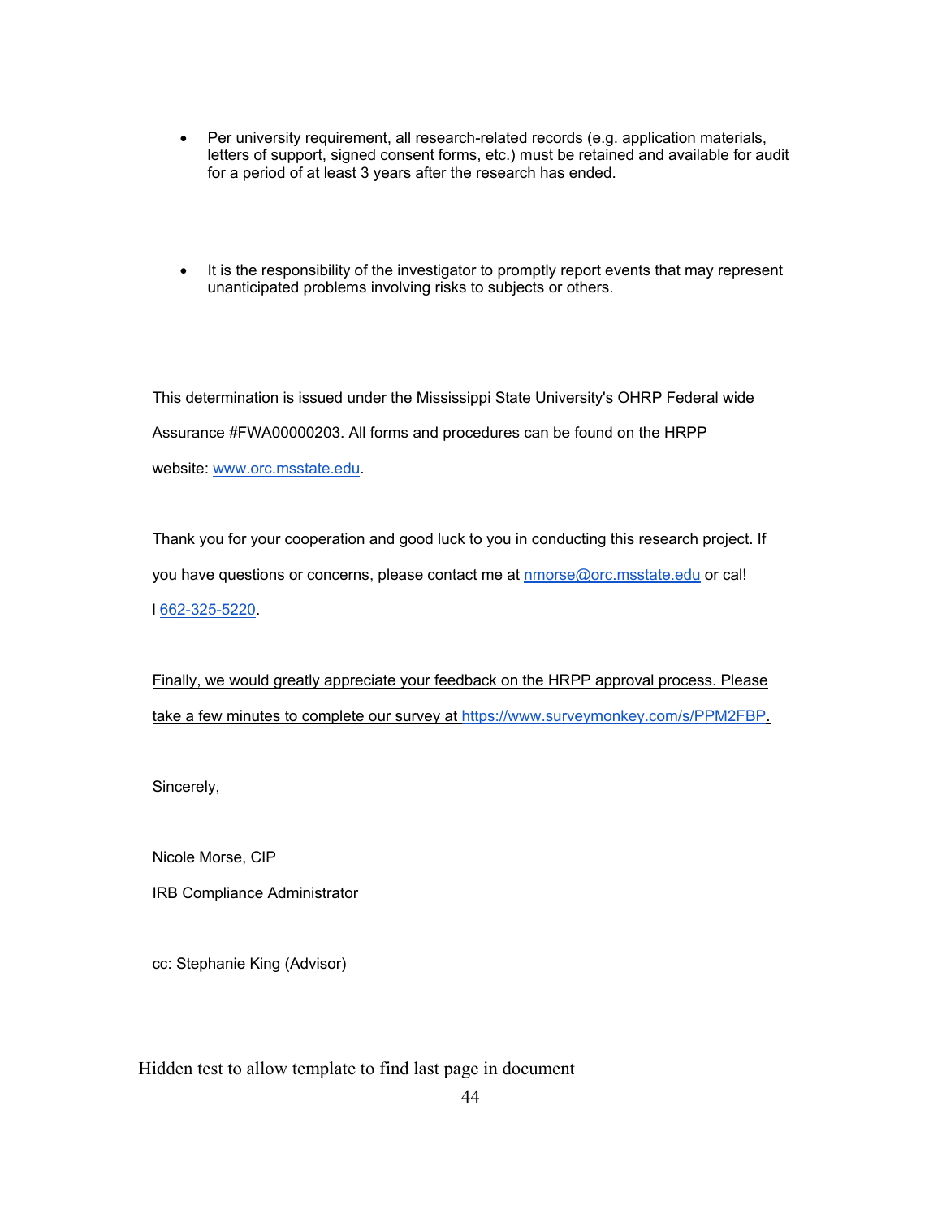- Per university requirement, all research-related records (e.g. application materials, letters of support, signed consent forms, etc.) must be retained and available for audit for a period of at least 3 years after the research has ended.

- It is the responsibility of the investigator to promptly report events that may represent unanticipated problems involving risks to subjects or others.

This determination is issued under the Mississippi State University's OHRP Federal wide Assurance #FWA00000203. All forms and procedures can be found on the HRPP website: www.orc.msstate.edu.

Thank you for your cooperation and good luck to you in conducting this research project. If you have questions or concerns, please contact me at nmorse@orc.msstate.edu or cal! l 662-325-5220.

Finally, we would greatly appreciate your feedback on the HRPP approval process. Please take a few minutes to complete our survey at https://www.surveymonkey.com/s/PPM2FBP.

Sincerely,

Nicole Morse, CIP

IRB Compliance Administrator

cc: Stephanie King (Advisor)

Hidden test to allow template to find last page in document